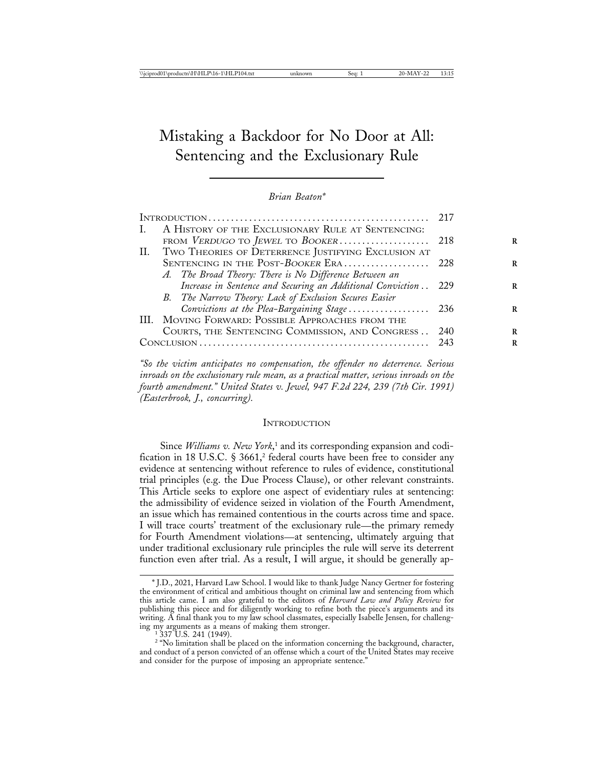# Mistaking a Backdoor for No Door at All: Sentencing and the Exclusionary Rule

*Brian Beaton**

| | | |
|---|---|---|
| INTRODUCTION | | 217 |
| I. | A HISTORY OF THE EXCLUSIONARY RULE AT SENTENCING: FROM *VERDUGO* TO *JEWEL* TO *BOOKER* | 218 |
| II. | TWO THEORIES OF DETERRENCE JUSTIFYING EXCLUSION AT SENTENCING IN THE POST-*BOOKER* ERA | 228 |
| | *A. The Broad Theory: There is No Difference Between an Increase in Sentence and Securing an Additional Conviction* | 229 |
| | *B. The Narrow Theory: Lack of Exclusion Secures Easier Convictions at the Plea-Bargaining Stage* | 236 |
| III. | MOVING FORWARD: POSSIBLE APPROACHES FROM THE COURTS, THE SENTENCING COMMISSION, AND CONGRESS | 240 |
| CONCLUSION | | 243 |

*"So the victim anticipates no compensation, the offender no deterrence. Serious inroads on the exclusionary rule mean, as a practical matter, serious inroads on the fourth amendment." United States v. Jewel, 947 F.2d 224, 239 (7th Cir. 1991) (Easterbrook, J., concurring).*

## INTRODUCTION

Since *Williams v. New York*,[1] and its corresponding expansion and codification in 18 U.S.C. § 3661,[2] federal courts have been free to consider any evidence at sentencing without reference to rules of evidence, constitutional trial principles (e.g. the Due Process Clause), or other relevant constraints. This Article seeks to explore one aspect of evidentiary rules at sentencing: the admissibility of evidence seized in violation of the Fourth Amendment, an issue which has remained contentious in the courts across time and space. I will trace courts' treatment of the exclusionary rule—the primary remedy for Fourth Amendment violations—at sentencing, ultimately arguing that under traditional exclusionary rule principles the rule will serve its deterrent function even after trial. As a result, I will argue, it should be generally ap-

---

\* J.D., 2021, Harvard Law School. I would like to thank Judge Nancy Gertner for fostering the environment of critical and ambitious thought on criminal law and sentencing from which this article came. I am also grateful to the editors of *Harvard Law and Policy Review* for publishing this piece and for diligently working to refine both the piece's arguments and its writing. A final thank you to my law school classmates, especially Isabelle Jensen, for challenging my arguments as a means of making them stronger.

[1] 337 U.S. 241 (1949).

[2] "No limitation shall be placed on the information concerning the background, character, and conduct of a person convicted of an offense which a court of the United States may receive and consider for the purpose of imposing an appropriate sentence."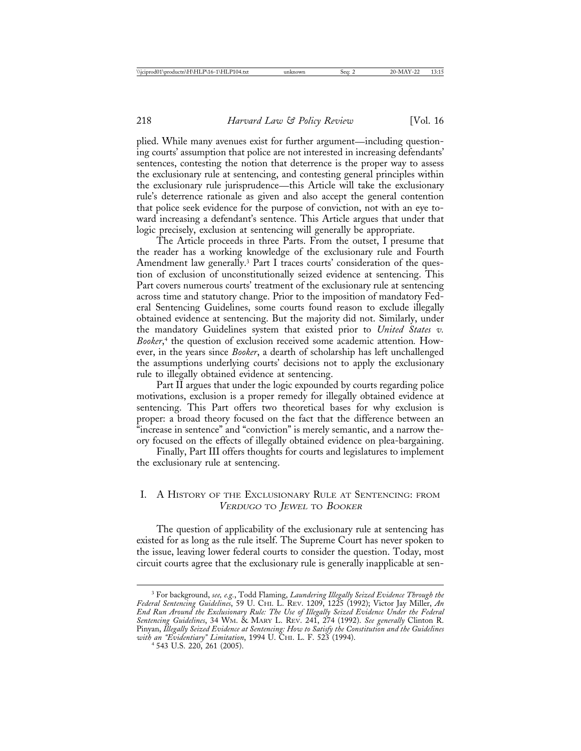plied. While many avenues exist for further argument—including questioning courts' assumption that police are not interested in increasing defendants' sentences, contesting the notion that deterrence is the proper way to assess the exclusionary rule at sentencing, and contesting general principles within the exclusionary rule jurisprudence—this Article will take the exclusionary rule's deterrence rationale as given and also accept the general contention that police seek evidence for the purpose of conviction, not with an eye toward increasing a defendant's sentence. This Article argues that under that logic precisely, exclusion at sentencing will generally be appropriate.

The Article proceeds in three Parts. From the outset, I presume that the reader has a working knowledge of the exclusionary rule and Fourth Amendment law generally.[3] Part I traces courts' consideration of the question of exclusion of unconstitutionally seized evidence at sentencing. This Part covers numerous courts' treatment of the exclusionary rule at sentencing across time and statutory change. Prior to the imposition of mandatory Federal Sentencing Guidelines, some courts found reason to exclude illegally obtained evidence at sentencing. But the majority did not. Similarly, under the mandatory Guidelines system that existed prior to *United States v. Booker*,[4] the question of exclusion received some academic attention. However, in the years since *Booker*, a dearth of scholarship has left unchallenged the assumptions underlying courts' decisions not to apply the exclusionary rule to illegally obtained evidence at sentencing.

Part II argues that under the logic expounded by courts regarding police motivations, exclusion is a proper remedy for illegally obtained evidence at sentencing. This Part offers two theoretical bases for why exclusion is proper: a broad theory focused on the fact that the difference between an "increase in sentence" and "conviction" is merely semantic, and a narrow theory focused on the effects of illegally obtained evidence on plea-bargaining.

Finally, Part III offers thoughts for courts and legislatures to implement the exclusionary rule at sentencing.

## I. A History of the Exclusionary Rule at Sentencing: from *Verdugo* to *Jewel* to *Booker*

The question of applicability of the exclusionary rule at sentencing has existed for as long as the rule itself. The Supreme Court has never spoken to the issue, leaving lower federal courts to consider the question. Today, most circuit courts agree that the exclusionary rule is generally inapplicable at sen-

---

[3] For background, *see, e.g.*, Todd Flaming, *Laundering Illegally Seized Evidence Through the Federal Sentencing Guidelines*, 59 U. Chi. L. Rev. 1209, 1225 (1992); Victor Jay Miller, *An End Run Around the Exclusionary Rule: The Use of Illegally Seized Evidence Under the Federal Sentencing Guidelines*, 34 Wm. & Mary L. Rev. 241, 274 (1992). *See generally* Clinton R. Pinyan, *Illegally Seized Evidence at Sentencing: How to Satisfy the Constitution and the Guidelines with an "Evidentiary" Limitation*, 1994 U. Chi. L. F. 523 (1994).

[4] 543 U.S. 220, 261 (2005).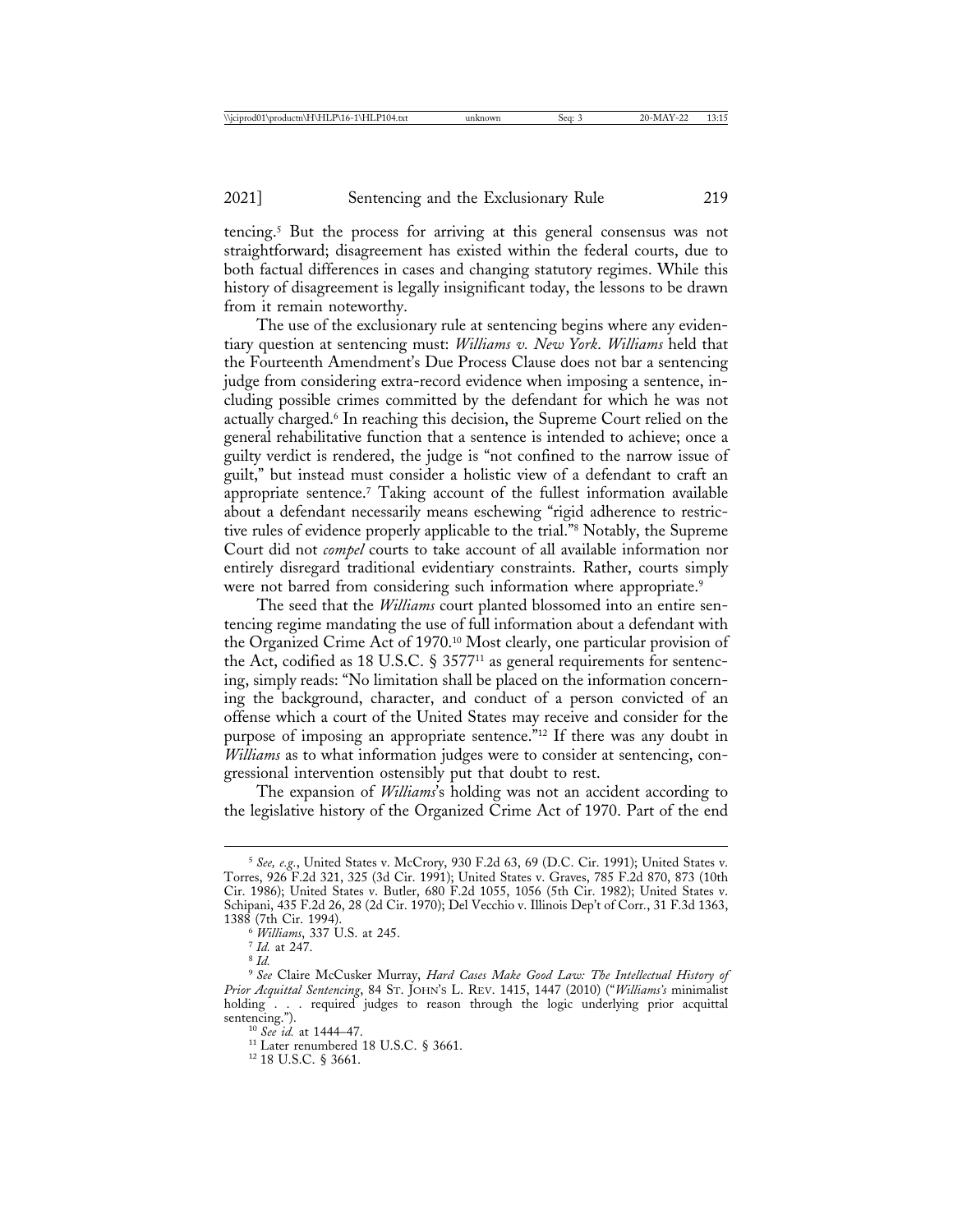tencing.[5] But the process for arriving at this general consensus was not straightforward; disagreement has existed within the federal courts, due to both factual differences in cases and changing statutory regimes. While this history of disagreement is legally insignificant today, the lessons to be drawn from it remain noteworthy.

The use of the exclusionary rule at sentencing begins where any evidentiary question at sentencing must: *Williams v. New York*. *Williams* held that the Fourteenth Amendment's Due Process Clause does not bar a sentencing judge from considering extra-record evidence when imposing a sentence, including possible crimes committed by the defendant for which he was not actually charged.[6] In reaching this decision, the Supreme Court relied on the general rehabilitative function that a sentence is intended to achieve; once a guilty verdict is rendered, the judge is "not confined to the narrow issue of guilt," but instead must consider a holistic view of a defendant to craft an appropriate sentence.[7] Taking account of the fullest information available about a defendant necessarily means eschewing "rigid adherence to restrictive rules of evidence properly applicable to the trial."[8] Notably, the Supreme Court did not *compel* courts to take account of all available information nor entirely disregard traditional evidentiary constraints. Rather, courts simply were not barred from considering such information where appropriate.[9]

The seed that the *Williams* court planted blossomed into an entire sentencing regime mandating the use of full information about a defendant with the Organized Crime Act of 1970.[10] Most clearly, one particular provision of the Act, codified as 18 U.S.C. § 3577[11] as general requirements for sentencing, simply reads: "No limitation shall be placed on the information concerning the background, character, and conduct of a person convicted of an offense which a court of the United States may receive and consider for the purpose of imposing an appropriate sentence."[12] If there was any doubt in *Williams* as to what information judges were to consider at sentencing, congressional intervention ostensibly put that doubt to rest.

The expansion of *Williams*'s holding was not an accident according to the legislative history of the Organized Crime Act of 1970. Part of the end

---

[5] *See, e.g.*, United States v. McCrory, 930 F.2d 63, 69 (D.C. Cir. 1991); United States v. Torres, 926 F.2d 321, 325 (3d Cir. 1991); United States v. Graves, 785 F.2d 870, 873 (10th Cir. 1986); United States v. Butler, 680 F.2d 1055, 1056 (5th Cir. 1982); United States v. Schipani, 435 F.2d 26, 28 (2d Cir. 1970); Del Vecchio v. Illinois Dep't of Corr., 31 F.3d 1363, 1388 (7th Cir. 1994).

[6] *Williams*, 337 U.S. at 245.

[7] *Id.* at 247.

[8] *Id.*

[9] *See* Claire McCusker Murray, *Hard Cases Make Good Law: The Intellectual History of Prior Acquittal Sentencing*, 84 ST. JOHN'S L. REV. 1415, 1447 (2010) ("*Williams's* minimalist holding . . . required judges to reason through the logic underlying prior acquittal sentencing.").

[10] *See id.* at 1444–47.

[11] Later renumbered 18 U.S.C. § 3661.

[12] 18 U.S.C. § 3661.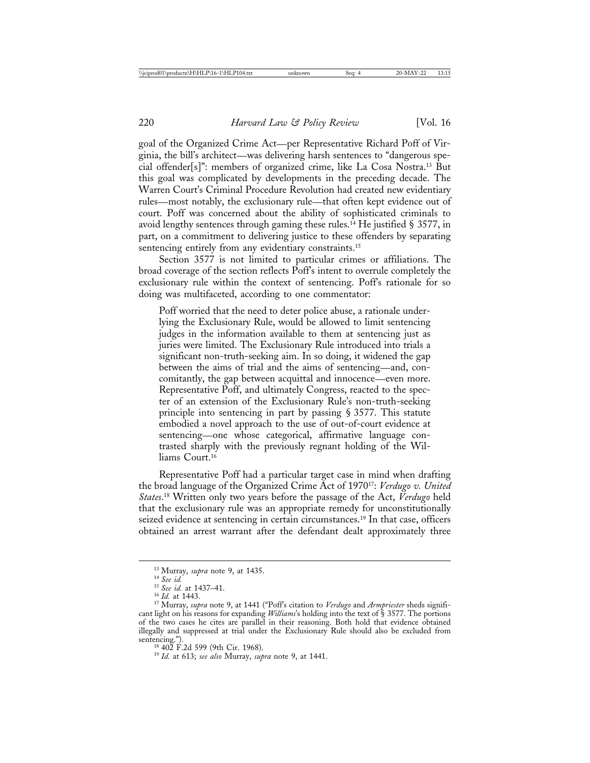goal of the Organized Crime Act—per Representative Richard Poff of Virginia, the bill's architect—was delivering harsh sentences to "dangerous special offender[s]": members of organized crime, like La Cosa Nostra.[13] But this goal was complicated by developments in the preceding decade. The Warren Court's Criminal Procedure Revolution had created new evidentiary rules—most notably, the exclusionary rule—that often kept evidence out of court. Poff was concerned about the ability of sophisticated criminals to avoid lengthy sentences through gaming these rules.[14] He justified § 3577, in part, on a commitment to delivering justice to these offenders by separating sentencing entirely from any evidentiary constraints.[15]

Section 3577 is not limited to particular crimes or affiliations. The broad coverage of the section reflects Poff's intent to overrule completely the exclusionary rule within the context of sentencing. Poff's rationale for so doing was multifaceted, according to one commentator:

> Poff worried that the need to deter police abuse, a rationale underlying the Exclusionary Rule, would be allowed to limit sentencing judges in the information available to them at sentencing just as juries were limited. The Exclusionary Rule introduced into trials a significant non-truth-seeking aim. In so doing, it widened the gap between the aims of trial and the aims of sentencing—and, concomitantly, the gap between acquittal and innocence—even more. Representative Poff, and ultimately Congress, reacted to the specter of an extension of the Exclusionary Rule's non-truth-seeking principle into sentencing in part by passing § 3577. This statute embodied a novel approach to the use of out-of-court evidence at sentencing—one whose categorical, affirmative language contrasted sharply with the previously regnant holding of the Williams Court.[16]

Representative Poff had a particular target case in mind when drafting the broad language of the Organized Crime Act of 1970[17]: *Verdugo v. United States*.[18] Written only two years before the passage of the Act, *Verdugo* held that the exclusionary rule was an appropriate remedy for unconstitutionally seized evidence at sentencing in certain circumstances.[19] In that case, officers obtained an arrest warrant after the defendant dealt approximately three

---

[13] Murray, *supra* note 9, at 1435.

[14] *See id.*

[15] *See id.* at 1437–41.

[16] *Id.* at 1443.

[17] Murray, *supra* note 9, at 1441 ("Poff's citation to *Verdugo* and *Armpriester* sheds significant light on his reasons for expanding *Williams*'s holding into the text of § 3577. The portions of the two cases he cites are parallel in their reasoning. Both hold that evidence obtained illegally and suppressed at trial under the Exclusionary Rule should also be excluded from sentencing.").

[18] 402 F.2d 599 (9th Cir. 1968).

[19] *Id.* at 613; *see also* Murray, *supra* note 9, at 1441.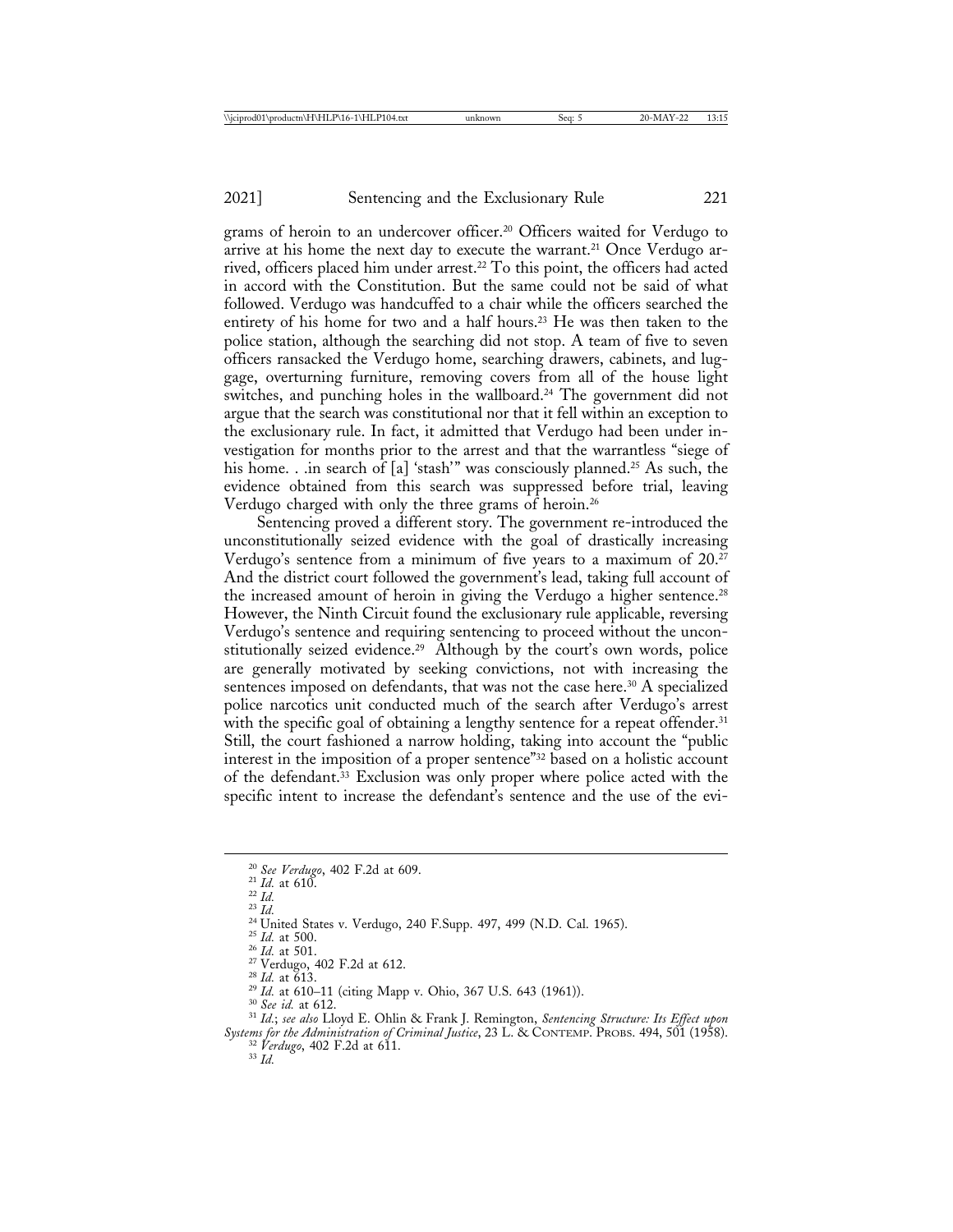grams of heroin to an undercover officer.[20] Officers waited for Verdugo to arrive at his home the next day to execute the warrant.[21] Once Verdugo arrived, officers placed him under arrest.[22] To this point, the officers had acted in accord with the Constitution. But the same could not be said of what followed. Verdugo was handcuffed to a chair while the officers searched the entirety of his home for two and a half hours.[23] He was then taken to the police station, although the searching did not stop. A team of five to seven officers ransacked the Verdugo home, searching drawers, cabinets, and luggage, overturning furniture, removing covers from all of the house light switches, and punching holes in the wallboard.[24] The government did not argue that the search was constitutional nor that it fell within an exception to the exclusionary rule. In fact, it admitted that Verdugo had been under investigation for months prior to the arrest and that the warrantless "siege of his home. . .in search of [a] 'stash'" was consciously planned.[25] As such, the evidence obtained from this search was suppressed before trial, leaving Verdugo charged with only the three grams of heroin.[26]

Sentencing proved a different story. The government re-introduced the unconstitutionally seized evidence with the goal of drastically increasing Verdugo's sentence from a minimum of five years to a maximum of 20.[27] And the district court followed the government's lead, taking full account of the increased amount of heroin in giving the Verdugo a higher sentence.[28] However, the Ninth Circuit found the exclusionary rule applicable, reversing Verdugo's sentence and requiring sentencing to proceed without the unconstitutionally seized evidence.[29] Although by the court's own words, police are generally motivated by seeking convictions, not with increasing the sentences imposed on defendants, that was not the case here.[30] A specialized police narcotics unit conducted much of the search after Verdugo's arrest with the specific goal of obtaining a lengthy sentence for a repeat offender.[31] Still, the court fashioned a narrow holding, taking into account the "public interest in the imposition of a proper sentence"[32] based on a holistic account of the defendant.[33] Exclusion was only proper where police acted with the specific intent to increase the defendant's sentence and the use of the evi-

---

[20] *See Verdugo*, 402 F.2d at 609.

[21] *Id.* at 610.

[22] *Id.*

[23] *Id.*

[24] United States v. Verdugo, 240 F.Supp. 497, 499 (N.D. Cal. 1965).

[25] *Id.* at 500.

[26] *Id.* at 501.

[27] Verdugo, 402 F.2d at 612.

[28] *Id.* at 613.

[29] *Id.* at 610–11 (citing Mapp v. Ohio, 367 U.S. 643 (1961)).

[30] *See id.* at 612.

[31] *Id.*; *see also* Lloyd E. Ohlin & Frank J. Remington, *Sentencing Structure: Its Effect upon Systems for the Administration of Criminal Justice*, 23 L. & CONTEMP. PROBS. 494, 501 (1958).

[32] *Verdugo*, 402 F.2d at 611.

[33] *Id.*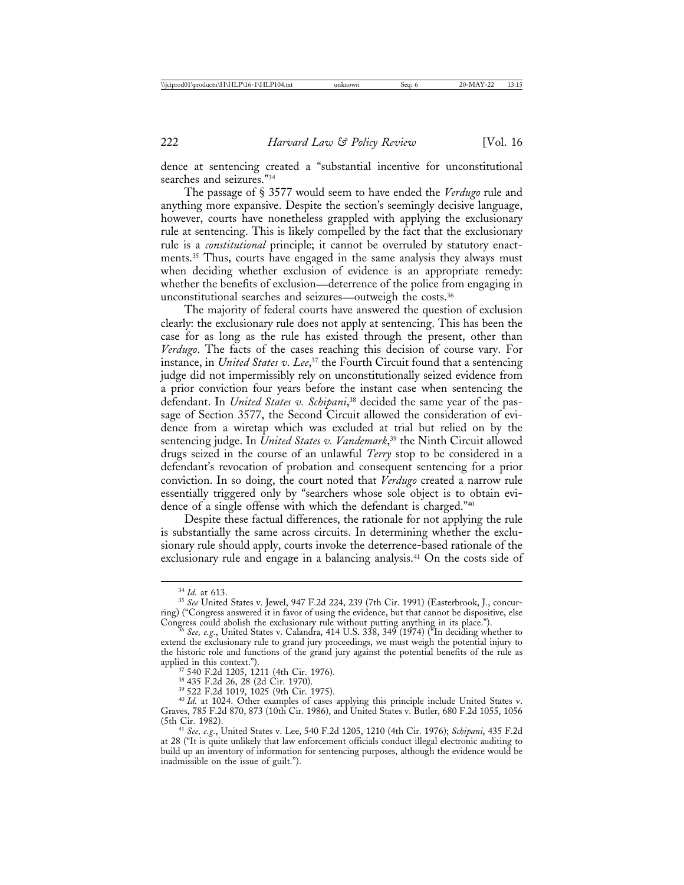dence at sentencing created a "substantial incentive for unconstitutional searches and seizures."[34]

The passage of § 3577 would seem to have ended the *Verdugo* rule and anything more expansive. Despite the section's seemingly decisive language, however, courts have nonetheless grappled with applying the exclusionary rule at sentencing. This is likely compelled by the fact that the exclusionary rule is a *constitutional* principle; it cannot be overruled by statutory enactments.[35] Thus, courts have engaged in the same analysis they always must when deciding whether exclusion of evidence is an appropriate remedy: whether the benefits of exclusion—deterrence of the police from engaging in unconstitutional searches and seizures—outweigh the costs.[36]

The majority of federal courts have answered the question of exclusion clearly: the exclusionary rule does not apply at sentencing. This has been the case for as long as the rule has existed through the present, other than *Verdugo*. The facts of the cases reaching this decision of course vary. For instance, in *United States v. Lee*,[37] the Fourth Circuit found that a sentencing judge did not impermissibly rely on unconstitutionally seized evidence from a prior conviction four years before the instant case when sentencing the defendant. In *United States v. Schipani*,[38] decided the same year of the passage of Section 3577, the Second Circuit allowed the consideration of evidence from a wiretap which was excluded at trial but relied on by the sentencing judge. In *United States v. Vandemark*,[39] the Ninth Circuit allowed drugs seized in the course of an unlawful *Terry* stop to be considered in a defendant's revocation of probation and consequent sentencing for a prior conviction. In so doing, the court noted that *Verdugo* created a narrow rule essentially triggered only by "searchers whose sole object is to obtain evidence of a single offense with which the defendant is charged."[40]

Despite these factual differences, the rationale for not applying the rule is substantially the same across circuits. In determining whether the exclusionary rule should apply, courts invoke the deterrence-based rationale of the exclusionary rule and engage in a balancing analysis.[41] On the costs side of

---

[34] *Id.* at 613.

[35] *See* United States v. Jewel, 947 F.2d 224, 239 (7th Cir. 1991) (Easterbrook, J., concurring) ("Congress answered it in favor of using the evidence, but that cannot be dispositive, else Congress could abolish the exclusionary rule without putting anything in its place.").

[36] *See, e.g.*, United States v. Calandra, 414 U.S. 338, 349 (1974) ("In deciding whether to extend the exclusionary rule to grand jury proceedings, we must weigh the potential injury to the historic role and functions of the grand jury against the potential benefits of the rule as applied in this context.").

[37] 540 F.2d 1205, 1211 (4th Cir. 1976).

[38] 435 F.2d 26, 28 (2d Cir. 1970).

[39] 522 F.2d 1019, 1025 (9th Cir. 1975).

[40] *Id.* at 1024. Other examples of cases applying this principle include United States v. Graves, 785 F.2d 870, 873 (10th Cir. 1986), and United States v. Butler, 680 F.2d 1055, 1056 (5th Cir. 1982).

[41] *See, e.g.*, United States v. Lee, 540 F.2d 1205, 1210 (4th Cir. 1976); *Schipani*, 435 F.2d at 28 ("It is quite unlikely that law enforcement officials conduct illegal electronic auditing to build up an inventory of information for sentencing purposes, although the evidence would be inadmissible on the issue of guilt.").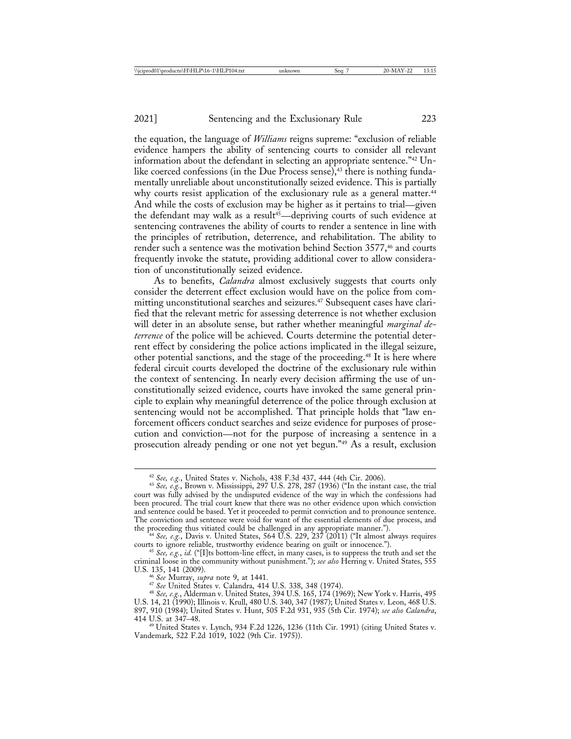the equation, the language of *Williams* reigns supreme: "exclusion of reliable evidence hampers the ability of sentencing courts to consider all relevant information about the defendant in selecting an appropriate sentence."[42] Unlike coerced confessions (in the Due Process sense),[43] there is nothing fundamentally unreliable about unconstitutionally seized evidence. This is partially why courts resist application of the exclusionary rule as a general matter.[44] And while the costs of exclusion may be higher as it pertains to trial—given the defendant may walk as a result[45]—depriving courts of such evidence at sentencing contravenes the ability of courts to render a sentence in line with the principles of retribution, deterrence, and rehabilitation. The ability to render such a sentence was the motivation behind Section 3577,[46] and courts frequently invoke the statute, providing additional cover to allow consideration of unconstitutionally seized evidence.

As to benefits, *Calandra* almost exclusively suggests that courts only consider the deterrent effect exclusion would have on the police from committing unconstitutional searches and seizures.[47] Subsequent cases have clarified that the relevant metric for assessing deterrence is not whether exclusion will deter in an absolute sense, but rather whether meaningful *marginal deterrence* of the police will be achieved. Courts determine the potential deterrent effect by considering the police actions implicated in the illegal seizure, other potential sanctions, and the stage of the proceeding.[48] It is here where federal circuit courts developed the doctrine of the exclusionary rule within the context of sentencing. In nearly every decision affirming the use of unconstitutionally seized evidence, courts have invoked the same general principle to explain why meaningful deterrence of the police through exclusion at sentencing would not be accomplished. That principle holds that "law enforcement officers conduct searches and seize evidence for purposes of prosecution and conviction—not for the purpose of increasing a sentence in a prosecution already pending or one not yet begun."[49] As a result, exclusion

---

[42] *See, e.g.*, United States v. Nichols, 438 F.3d 437, 444 (4th Cir. 2006).

[43] *See, e.g.*, Brown v. Mississippi, 297 U.S. 278, 287 (1936) ("In the instant case, the trial court was fully advised by the undisputed evidence of the way in which the confessions had been procured. The trial court knew that there was no other evidence upon which conviction and sentence could be based. Yet it proceeded to permit conviction and to pronounce sentence. The conviction and sentence were void for want of the essential elements of due process, and the proceeding thus vitiated could be challenged in any appropriate manner.").

[44] *See, e.g.*, Davis v. United States, 564 U.S. 229, 237 (2011) ("It almost always requires courts to ignore reliable, trustworthy evidence bearing on guilt or innocence.").

[45] *See, e.g.*, *id.* ("[I]ts bottom-line effect, in many cases, is to suppress the truth and set the criminal loose in the community without punishment."); *see also* Herring v. United States, 555 U.S. 135, 141 (2009).

[46] *See* Murray, *supra* note 9, at 1441.

[47] *See* United States v. Calandra, 414 U.S. 338, 348 (1974).

[48] *See, e.g.*, Alderman v. United States, 394 U.S. 165, 174 (1969); New York v. Harris, 495 U.S. 14, 21 (1990); Illinois v. Krull, 480 U.S. 340, 347 (1987); United States v. Leon, 468 U.S. 897, 910 (1984); United States v. Hunt, 505 F.2d 931, 935 (5th Cir. 1974); *see also Calandra*, 414 U.S. at 347–48.

[49] United States v. Lynch, 934 F.2d 1226, 1236 (11th Cir. 1991) (citing United States v. Vandemark, 522 F.2d 1019, 1022 (9th Cir. 1975)).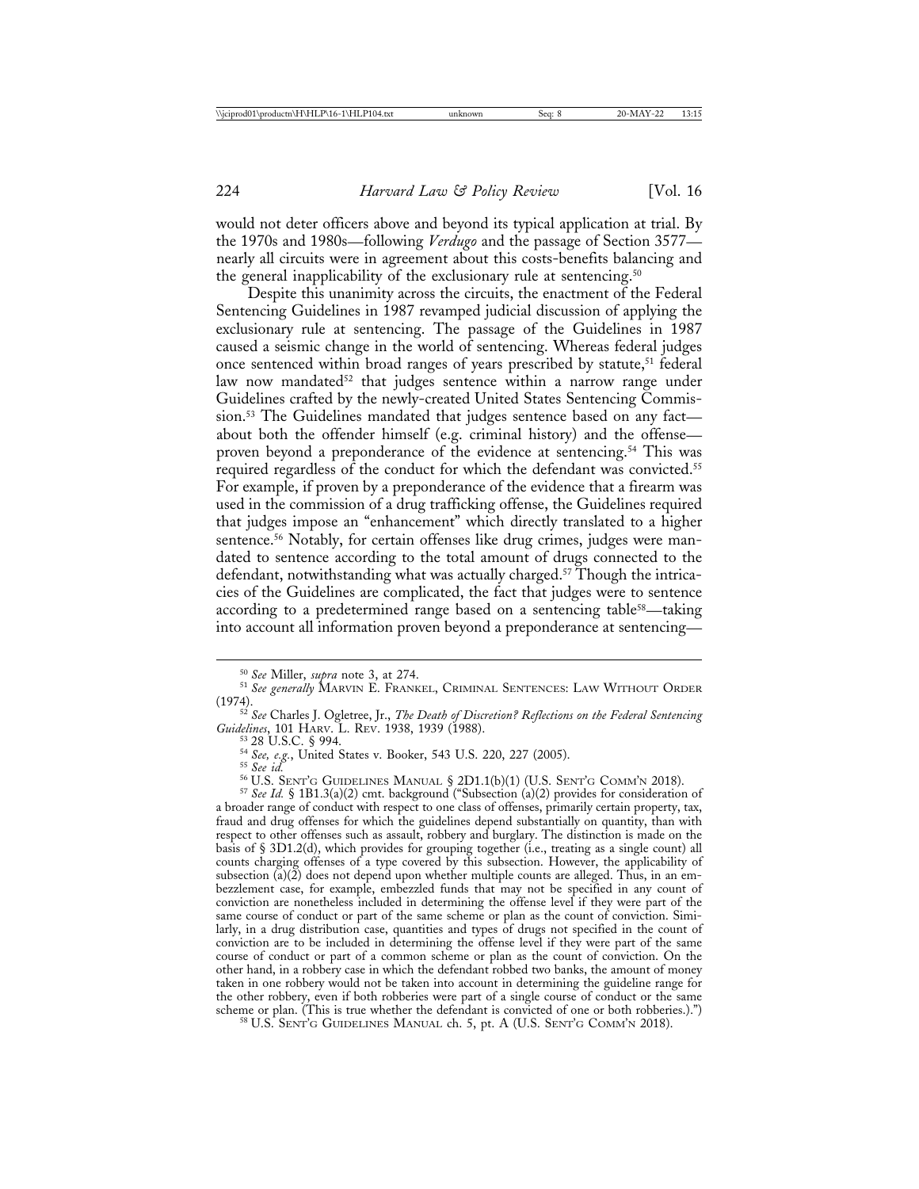would not deter officers above and beyond its typical application at trial. By the 1970s and 1980s—following *Verdugo* and the passage of Section 3577—nearly all circuits were in agreement about this costs-benefits balancing and the general inapplicability of the exclusionary rule at sentencing.[50]

Despite this unanimity across the circuits, the enactment of the Federal Sentencing Guidelines in 1987 revamped judicial discussion of applying the exclusionary rule at sentencing. The passage of the Guidelines in 1987 caused a seismic change in the world of sentencing. Whereas federal judges once sentenced within broad ranges of years prescribed by statute,[51] federal law now mandated[52] that judges sentence within a narrow range under Guidelines crafted by the newly-created United States Sentencing Commission.[53] The Guidelines mandated that judges sentence based on any fact—about both the offender himself (e.g. criminal history) and the offense—proven beyond a preponderance of the evidence at sentencing.[54] This was required regardless of the conduct for which the defendant was convicted.[55] For example, if proven by a preponderance of the evidence that a firearm was used in the commission of a drug trafficking offense, the Guidelines required that judges impose an "enhancement" which directly translated to a higher sentence.[56] Notably, for certain offenses like drug crimes, judges were mandated to sentence according to the total amount of drugs connected to the defendant, notwithstanding what was actually charged.[57] Though the intricacies of the Guidelines are complicated, the fact that judges were to sentence according to a predetermined range based on a sentencing table[58]—taking into account all information proven beyond a preponderance at sentencing—

---

[50] *See* Miller, *supra* note 3, at 274.

[51] *See generally* Marvin E. Frankel, Criminal Sentences: Law Without Order (1974).

[52] *See* Charles J. Ogletree, Jr., *The Death of Discretion? Reflections on the Federal Sentencing Guidelines*, 101 Harv. L. Rev. 1938, 1939 (1988).

[53] 28 U.S.C. § 994.

[54] *See, e.g.*, United States v. Booker, 543 U.S. 220, 227 (2005).

[55] *See id.*

[56] U.S. Sent'g Guidelines Manual § 2D1.1(b)(1) (U.S. Sent'g Comm'n 2018).

[57] *See Id.* § 1B1.3(a)(2) cmt. background ("Subsection (a)(2) provides for consideration of a broader range of conduct with respect to one class of offenses, primarily certain property, tax, fraud and drug offenses for which the guidelines depend substantially on quantity, than with respect to other offenses such as assault, robbery and burglary. The distinction is made on the basis of § 3D1.2(d), which provides for grouping together (i.e., treating as a single count) all counts charging offenses of a type covered by this subsection. However, the applicability of subsection (a)(2) does not depend upon whether multiple counts are alleged. Thus, in an embezzlement case, for example, embezzled funds that may not be specified in any count of conviction are nonetheless included in determining the offense level if they were part of the same course of conduct or part of the same scheme or plan as the count of conviction. Similarly, in a drug distribution case, quantities and types of drugs not specified in the count of conviction are to be included in determining the offense level if they were part of the same course of conduct or part of a common scheme or plan as the count of conviction. On the other hand, in a robbery case in which the defendant robbed two banks, the amount of money taken in one robbery would not be taken into account in determining the guideline range for the other robbery, even if both robberies were part of a single course of conduct or the same scheme or plan. (This is true whether the defendant is convicted of one or both robberies.).")

[58] U.S. Sent'g Guidelines Manual ch. 5, pt. A (U.S. Sent'g Comm'n 2018).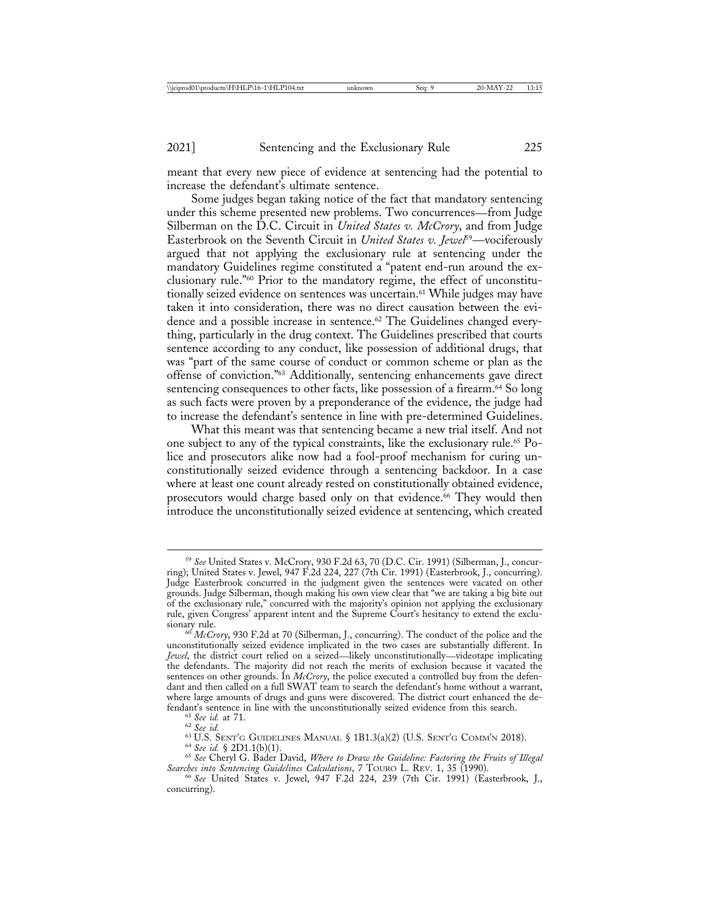meant that every new piece of evidence at sentencing had the potential to increase the defendant's ultimate sentence.

Some judges began taking notice of the fact that mandatory sentencing under this scheme presented new problems. Two concurrences—from Judge Silberman on the D.C. Circuit in *United States v. McCrory*, and from Judge Easterbrook on the Seventh Circuit in *United States v. Jewel*[59]—vociferously argued that not applying the exclusionary rule at sentencing under the mandatory Guidelines regime constituted a "patent end-run around the exclusionary rule."[60] Prior to the mandatory regime, the effect of unconstitutionally seized evidence on sentences was uncertain.[61] While judges may have taken it into consideration, there was no direct causation between the evidence and a possible increase in sentence.[62] The Guidelines changed everything, particularly in the drug context. The Guidelines prescribed that courts sentence according to any conduct, like possession of additional drugs, that was "part of the same course of conduct or common scheme or plan as the offense of conviction."[63] Additionally, sentencing enhancements gave direct sentencing consequences to other facts, like possession of a firearm.[64] So long as such facts were proven by a preponderance of the evidence, the judge had to increase the defendant's sentence in line with pre-determined Guidelines.

What this meant was that sentencing became a new trial itself. And not one subject to any of the typical constraints, like the exclusionary rule.[65] Police and prosecutors alike now had a fool-proof mechanism for curing unconstitutionally seized evidence through a sentencing backdoor. In a case where at least one count already rested on constitutionally obtained evidence, prosecutors would charge based only on that evidence.[66] They would then introduce the unconstitutionally seized evidence at sentencing, which created

---

[59] *See* United States v. McCrory, 930 F.2d 63, 70 (D.C. Cir. 1991) (Silberman, J., concurring); United States v. Jewel, 947 F.2d 224, 227 (7th Cir. 1991) (Easterbrook, J., concurring). Judge Easterbrook concurred in the judgment given the sentences were vacated on other grounds. Judge Silberman, though making his own view clear that "we are taking a big bite out of the exclusionary rule," concurred with the majority's opinion not applying the exclusionary rule, given Congress' apparent intent and the Supreme Court's hesitancy to extend the exclusionary rule.

[60] *McCrory*, 930 F.2d at 70 (Silberman, J., concurring). The conduct of the police and the unconstitutionally seized evidence implicated in the two cases are substantially different. In *Jewel*, the district court relied on a seized—likely unconstitutionally—videotape implicating the defendants. The majority did not reach the merits of exclusion because it vacated the sentences on other grounds. In *McCrory*, the police executed a controlled buy from the defendant and then called on a full SWAT team to search the defendant's home without a warrant, where large amounts of drugs and guns were discovered. The district court enhanced the defendant's sentence in line with the unconstitutionally seized evidence from this search.

[61] *See id.* at 71.

[62] *See id.*

[63] U.S. Sent'g Guidelines Manual § 1B1.3(a)(2) (U.S. Sent'g Comm'n 2018).

[64] *See id.* § 2D1.1(b)(1).

[65] *See* Cheryl G. Bader David, *Where to Draw the Guideline: Factoring the Fruits of Illegal Searches into Sentencing Guidelines Calculations*, 7 Touro L. Rev. 1, 35 (1990).

[66] *See* United States v. Jewel, 947 F.2d 224, 239 (7th Cir. 1991) (Easterbrook, J., concurring).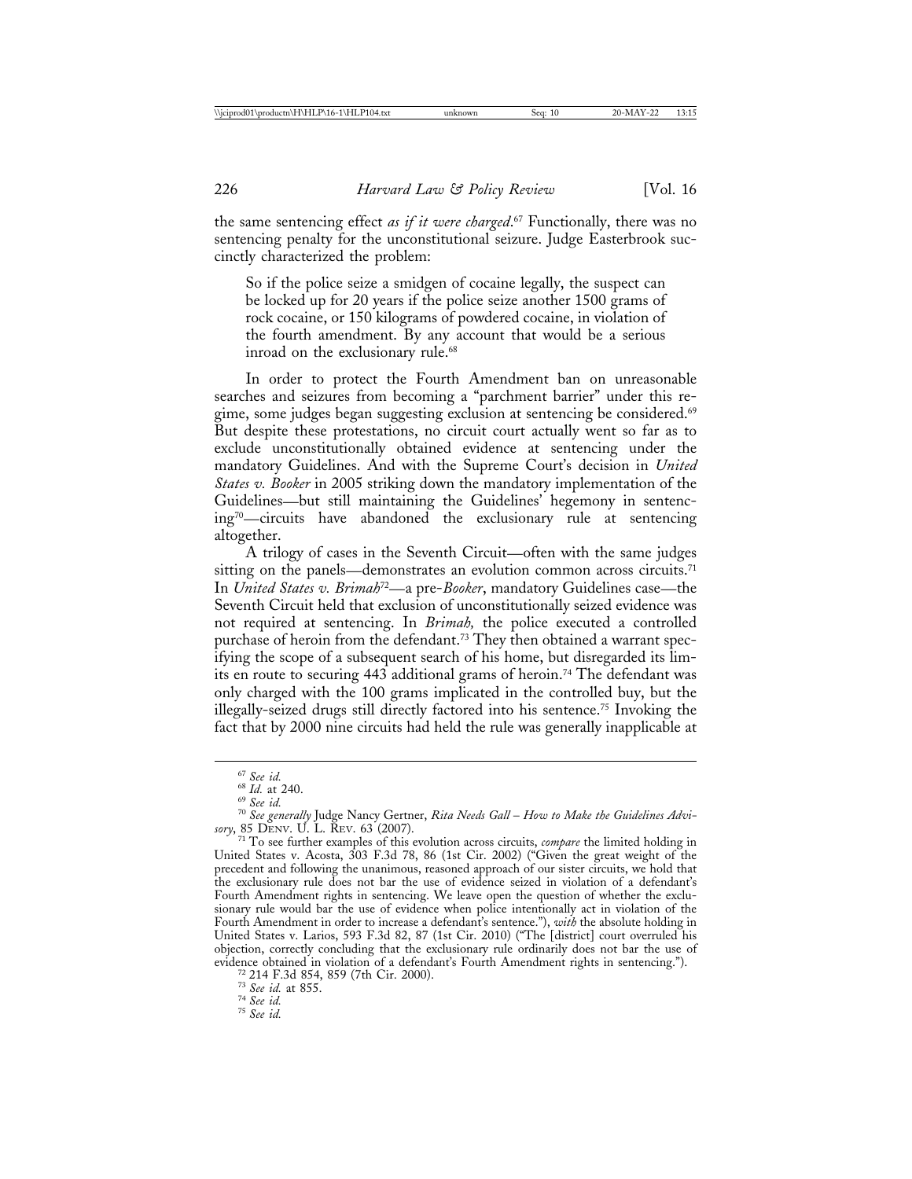the same sentencing effect *as if it were charged*.[67] Functionally, there was no sentencing penalty for the unconstitutional seizure. Judge Easterbrook succinctly characterized the problem:

> So if the police seize a smidgen of cocaine legally, the suspect can be locked up for 20 years if the police seize another 1500 grams of rock cocaine, or 150 kilograms of powdered cocaine, in violation of the fourth amendment. By any account that would be a serious inroad on the exclusionary rule.[68]

In order to protect the Fourth Amendment ban on unreasonable searches and seizures from becoming a "parchment barrier" under this regime, some judges began suggesting exclusion at sentencing be considered.[69] But despite these protestations, no circuit court actually went so far as to exclude unconstitutionally obtained evidence at sentencing under the mandatory Guidelines. And with the Supreme Court's decision in *United States v. Booker* in 2005 striking down the mandatory implementation of the Guidelines—but still maintaining the Guidelines' hegemony in sentencing[70]—circuits have abandoned the exclusionary rule at sentencing altogether.

A trilogy of cases in the Seventh Circuit—often with the same judges sitting on the panels—demonstrates an evolution common across circuits.[71] In *United States v. Brimah*[72]—a pre-*Booker*, mandatory Guidelines case—the Seventh Circuit held that exclusion of unconstitutionally seized evidence was not required at sentencing. In *Brimah,* the police executed a controlled purchase of heroin from the defendant.[73] They then obtained a warrant specifying the scope of a subsequent search of his home, but disregarded its limits en route to securing 443 additional grams of heroin.[74] The defendant was only charged with the 100 grams implicated in the controlled buy, but the illegally-seized drugs still directly factored into his sentence.[75] Invoking the fact that by 2000 nine circuits had held the rule was generally inapplicable at

---

[67] *See id.*

[68] *Id.* at 240.

[69] *See id.*

[70] *See generally* Judge Nancy Gertner, *Rita Needs Gall – How to Make the Guidelines Advisory*, 85 Denv. U. L. Rev. 63 (2007).

[71] To see further examples of this evolution across circuits, *compare* the limited holding in United States v. Acosta, 303 F.3d 78, 86 (1st Cir. 2002) ("Given the great weight of the precedent and following the unanimous, reasoned approach of our sister circuits, we hold that the exclusionary rule does not bar the use of evidence seized in violation of a defendant's Fourth Amendment rights in sentencing. We leave open the question of whether the exclusionary rule would bar the use of evidence when police intentionally act in violation of the Fourth Amendment in order to increase a defendant's sentence."), *with* the absolute holding in United States v. Larios, 593 F.3d 82, 87 (1st Cir. 2010) ("The [district] court overruled his objection, correctly concluding that the exclusionary rule ordinarily does not bar the use of evidence obtained in violation of a defendant's Fourth Amendment rights in sentencing.").

[72] 214 F.3d 854, 859 (7th Cir. 2000).

[73] *See id.* at 855.

[74] *See id.*

[75] *See id.*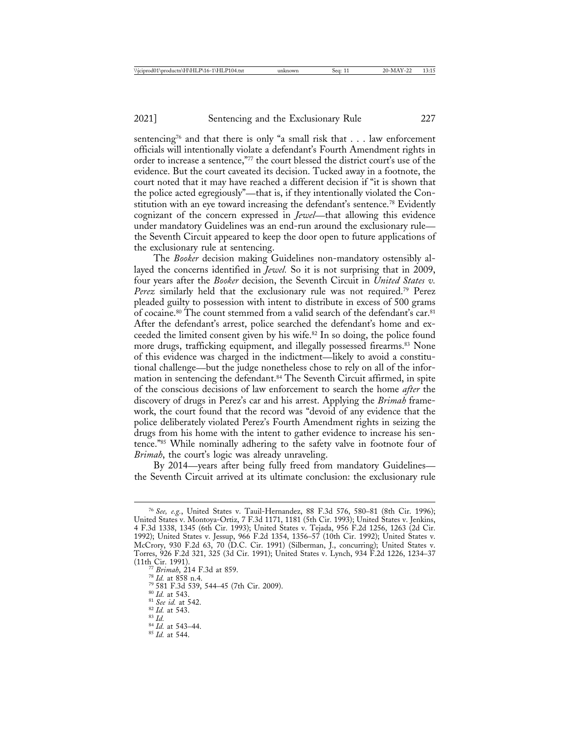sentencing[76] and that there is only "a small risk that . . . law enforcement officials will intentionally violate a defendant's Fourth Amendment rights in order to increase a sentence,"[77] the court blessed the district court's use of the evidence. But the court caveated its decision. Tucked away in a footnote, the court noted that it may have reached a different decision if "it is shown that the police acted egregiously"—that is, if they intentionally violated the Constitution with an eye toward increasing the defendant's sentence.[78] Evidently cognizant of the concern expressed in *Jewel*—that allowing this evidence under mandatory Guidelines was an end-run around the exclusionary rule—the Seventh Circuit appeared to keep the door open to future applications of the exclusionary rule at sentencing.

The *Booker* decision making Guidelines non-mandatory ostensibly allayed the concerns identified in *Jewel.* So it is not surprising that in 2009, four years after the *Booker* decision, the Seventh Circuit in *United States v. Perez* similarly held that the exclusionary rule was not required.[79] Perez pleaded guilty to possession with intent to distribute in excess of 500 grams of cocaine.[80] The count stemmed from a valid search of the defendant's car.[81] After the defendant's arrest, police searched the defendant's home and exceeded the limited consent given by his wife.[82] In so doing, the police found more drugs, trafficking equipment, and illegally possessed firearms.[83] None of this evidence was charged in the indictment—likely to avoid a constitutional challenge—but the judge nonetheless chose to rely on all of the information in sentencing the defendant.[84] The Seventh Circuit affirmed, in spite of the conscious decisions of law enforcement to search the home *after* the discovery of drugs in Perez's car and his arrest. Applying the *Brimah* framework, the court found that the record was "devoid of any evidence that the police deliberately violated Perez's Fourth Amendment rights in seizing the drugs from his home with the intent to gather evidence to increase his sentence."[85] While nominally adhering to the safety valve in footnote four of *Brimah*, the court's logic was already unraveling.

By 2014—years after being fully freed from mandatory Guidelines—the Seventh Circuit arrived at its ultimate conclusion: the exclusionary rule

---

[76] *See, e.g.*, United States v. Tauil-Hernandez, 88 F.3d 576, 580–81 (8th Cir. 1996); United States v. Montoya-Ortiz, 7 F.3d 1171, 1181 (5th Cir. 1993); United States v. Jenkins, 4 F.3d 1338, 1345 (6th Cir. 1993); United States v. Tejada, 956 F.2d 1256, 1263 (2d Cir. 1992); United States v. Jessup, 966 F.2d 1354, 1356–57 (10th Cir. 1992); United States v. McCrory, 930 F.2d 63, 70 (D.C. Cir. 1991) (Silberman, J., concurring); United States v. Torres, 926 F.2d 321, 325 (3d Cir. 1991); United States v. Lynch, 934 F.2d 1226, 1234–37 (11th Cir. 1991).

[77] *Brimah*, 214 F.3d at 859.

[78] *Id.* at 858 n.4.

[79] 581 F.3d 539, 544–45 (7th Cir. 2009).

[80] *Id.* at 543.

[81] *See id.* at 542.

[82] *Id.* at 543.

[83] *Id.*

[84] *Id.* at 543–44.

[85] *Id.* at 544.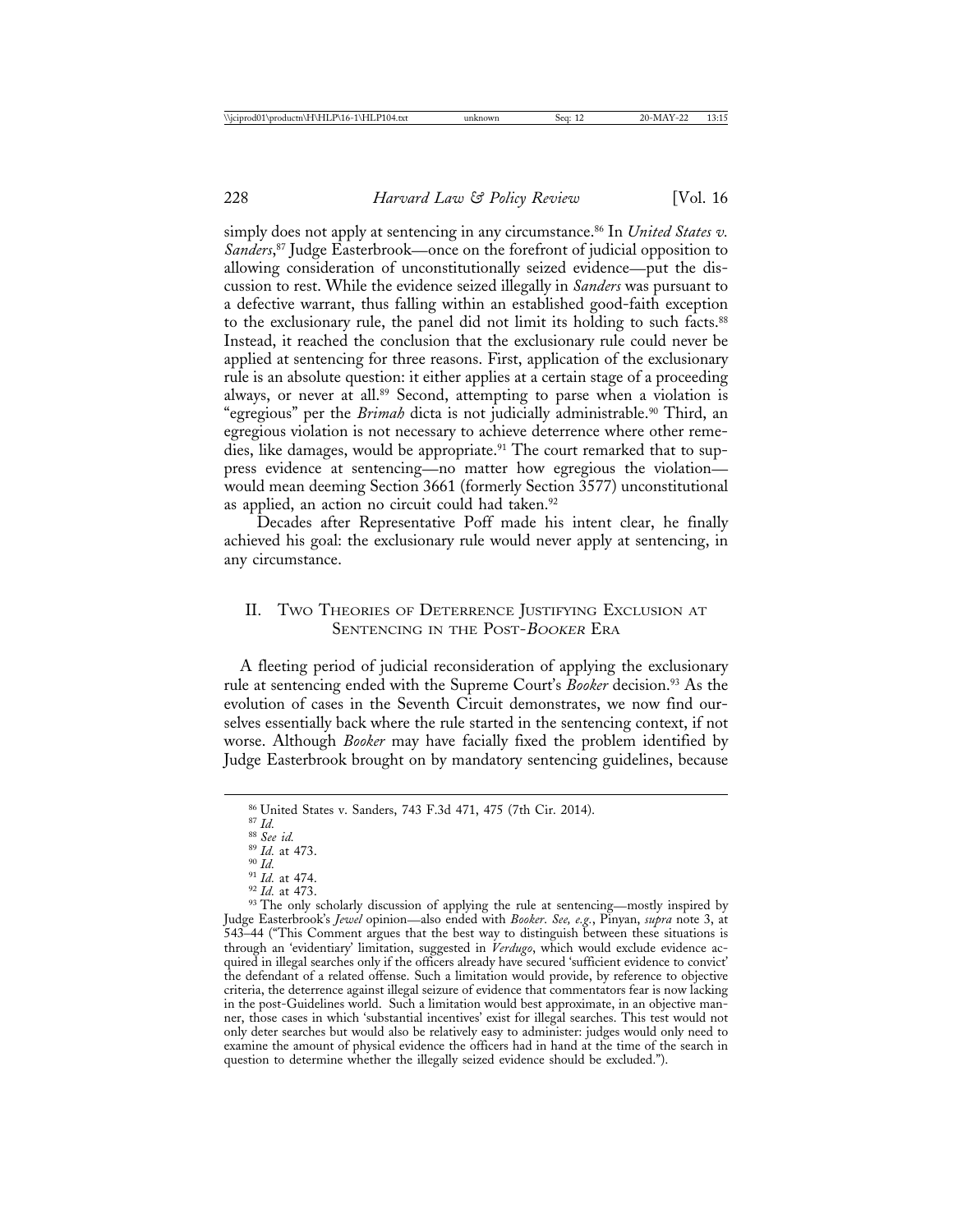simply does not apply at sentencing in any circumstance.[86] In *United States v. Sanders*,[87] Judge Easterbrook—once on the forefront of judicial opposition to allowing consideration of unconstitutionally seized evidence—put the discussion to rest. While the evidence seized illegally in *Sanders* was pursuant to a defective warrant, thus falling within an established good-faith exception to the exclusionary rule, the panel did not limit its holding to such facts.[88] Instead, it reached the conclusion that the exclusionary rule could never be applied at sentencing for three reasons. First, application of the exclusionary rule is an absolute question: it either applies at a certain stage of a proceeding always, or never at all.[89] Second, attempting to parse when a violation is "egregious" per the *Brimah* dicta is not judicially administrable.[90] Third, an egregious violation is not necessary to achieve deterrence where other remedies, like damages, would be appropriate.[91] The court remarked that to suppress evidence at sentencing—no matter how egregious the violation—would mean deeming Section 3661 (formerly Section 3577) unconstitutional as applied, an action no circuit could had taken.[92]

Decades after Representative Poff made his intent clear, he finally achieved his goal: the exclusionary rule would never apply at sentencing, in any circumstance.

## II. Two Theories of Deterrence Justifying Exclusion at Sentencing in the Post-*Booker* Era

A fleeting period of judicial reconsideration of applying the exclusionary rule at sentencing ended with the Supreme Court's *Booker* decision.[93] As the evolution of cases in the Seventh Circuit demonstrates, we now find ourselves essentially back where the rule started in the sentencing context, if not worse. Although *Booker* may have facially fixed the problem identified by Judge Easterbrook brought on by mandatory sentencing guidelines, because

---

[86] United States v. Sanders, 743 F.3d 471, 475 (7th Cir. 2014).

[87] *Id.*

[88] *See id.*

[89] *Id.* at 473.

[90] *Id.*

[91] *Id.* at 474.

[92] *Id.* at 473.

[93] The only scholarly discussion of applying the rule at sentencing—mostly inspired by Judge Easterbrook's *Jewel* opinion—also ended with *Booker*. *See, e.g.*, Pinyan, *supra* note 3, at 543–44 ("This Comment argues that the best way to distinguish between these situations is through an 'evidentiary' limitation, suggested in *Verdugo*, which would exclude evidence acquired in illegal searches only if the officers already have secured 'sufficient evidence to convict' the defendant of a related offense. Such a limitation would provide, by reference to objective criteria, the deterrence against illegal seizure of evidence that commentators fear is now lacking in the post-Guidelines world. Such a limitation would best approximate, in an objective manner, those cases in which 'substantial incentives' exist for illegal searches. This test would not only deter searches but would also be relatively easy to administer: judges would only need to examine the amount of physical evidence the officers had in hand at the time of the search in question to determine whether the illegally seized evidence should be excluded.").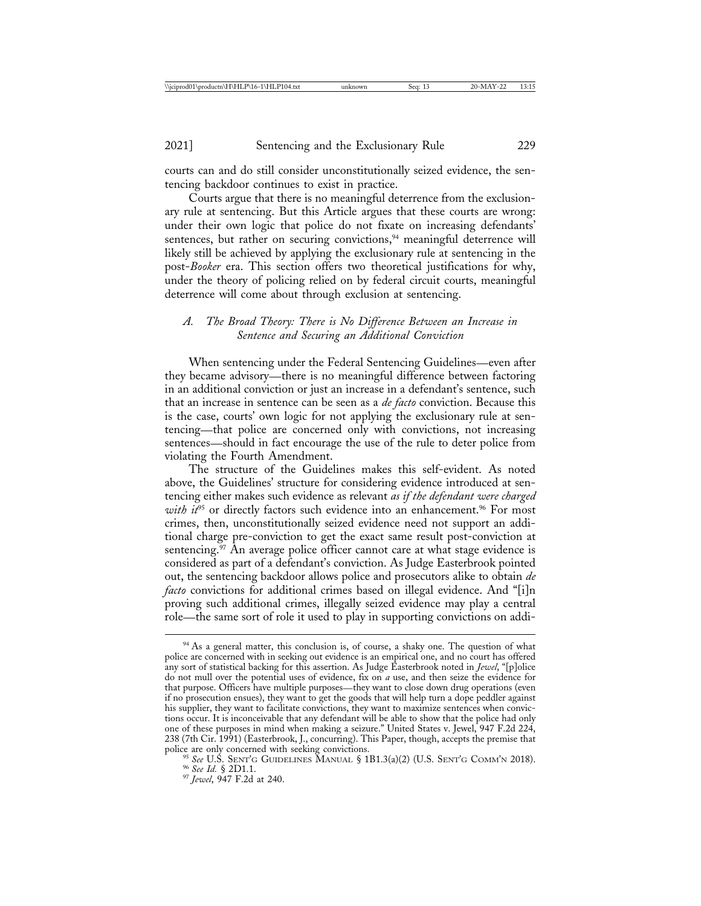courts can and do still consider unconstitutionally seized evidence, the sentencing backdoor continues to exist in practice.

Courts argue that there is no meaningful deterrence from the exclusionary rule at sentencing. But this Article argues that these courts are wrong: under their own logic that police do not fixate on increasing defendants' sentences, but rather on securing convictions,[94] meaningful deterrence will likely still be achieved by applying the exclusionary rule at sentencing in the post-*Booker* era. This section offers two theoretical justifications for why, under the theory of policing relied on by federal circuit courts, meaningful deterrence will come about through exclusion at sentencing.

### *A. The Broad Theory: There is No Difference Between an Increase in Sentence and Securing an Additional Conviction*

When sentencing under the Federal Sentencing Guidelines—even after they became advisory—there is no meaningful difference between factoring in an additional conviction or just an increase in a defendant's sentence, such that an increase in sentence can be seen as a *de facto* conviction. Because this is the case, courts' own logic for not applying the exclusionary rule at sentencing—that police are concerned only with convictions, not increasing sentences—should in fact encourage the use of the rule to deter police from violating the Fourth Amendment.

The structure of the Guidelines makes this self-evident. As noted above, the Guidelines' structure for considering evidence introduced at sentencing either makes such evidence as relevant *as if the defendant were charged with it*[95] or directly factors such evidence into an enhancement.[96] For most crimes, then, unconstitutionally seized evidence need not support an additional charge pre-conviction to get the exact same result post-conviction at sentencing.[97] An average police officer cannot care at what stage evidence is considered as part of a defendant's conviction. As Judge Easterbrook pointed out, the sentencing backdoor allows police and prosecutors alike to obtain *de facto* convictions for additional crimes based on illegal evidence. And "[i]n proving such additional crimes, illegally seized evidence may play a central role—the same sort of role it used to play in supporting convictions on addi-

---

[94] As a general matter, this conclusion is, of course, a shaky one. The question of what police are concerned with in seeking out evidence is an empirical one, and no court has offered any sort of statistical backing for this assertion. As Judge Easterbrook noted in *Jewel*, "[p]olice do not mull over the potential uses of evidence, fix on *a* use, and then seize the evidence for that purpose. Officers have multiple purposes—they want to close down drug operations (even if no prosecution ensues), they want to get the goods that will help turn a dope peddler against his supplier, they want to facilitate convictions, they want to maximize sentences when convictions occur. It is inconceivable that any defendant will be able to show that the police had only one of these purposes in mind when making a seizure." United States v. Jewel, 947 F.2d 224, 238 (7th Cir. 1991) (Easterbrook, J., concurring). This Paper, though, accepts the premise that police are only concerned with seeking convictions.

[95] *See* U.S. SENT'G GUIDELINES MANUAL § 1B1.3(a)(2) (U.S. SENT'G COMM'N 2018).

[96] *See Id.* § 2D1.1.

[97] *Jewel*, 947 F.2d at 240.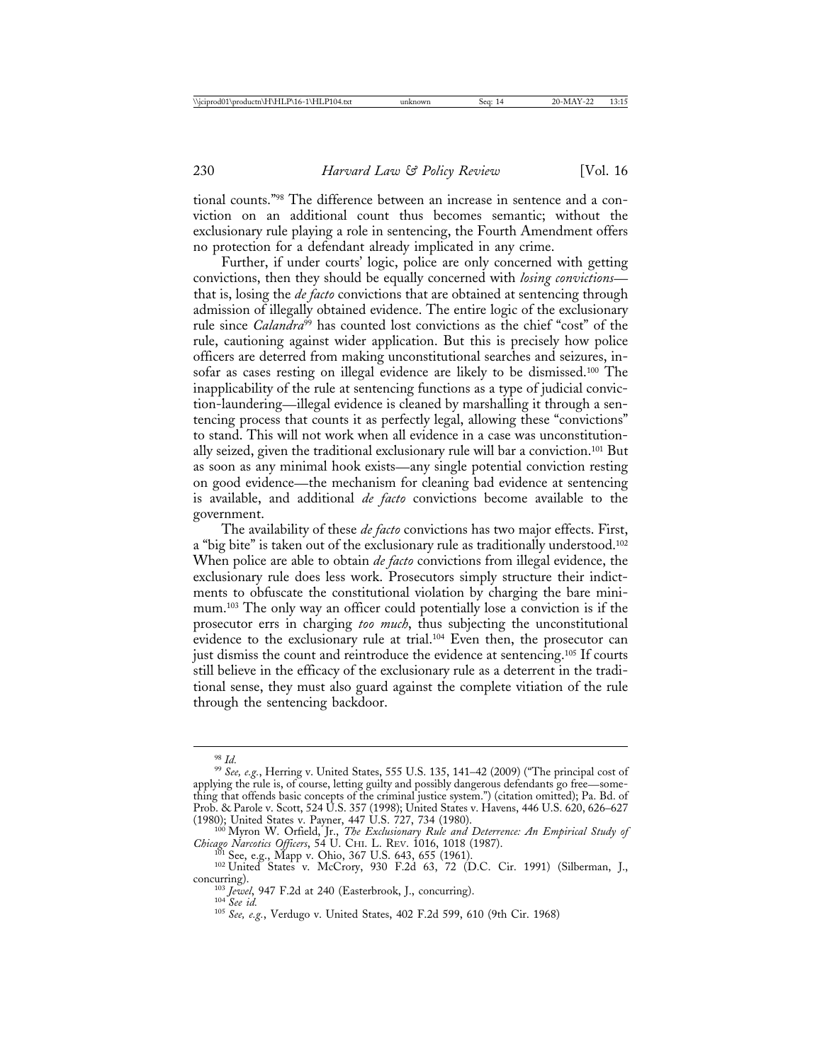tional counts."[98] The difference between an increase in sentence and a conviction on an additional count thus becomes semantic; without the exclusionary rule playing a role in sentencing, the Fourth Amendment offers no protection for a defendant already implicated in any crime.

Further, if under courts' logic, police are only concerned with getting convictions, then they should be equally concerned with *losing convictions*—that is, losing the *de facto* convictions that are obtained at sentencing through admission of illegally obtained evidence. The entire logic of the exclusionary rule since *Calandra*[99] has counted lost convictions as the chief "cost" of the rule, cautioning against wider application. But this is precisely how police officers are deterred from making unconstitutional searches and seizures, insofar as cases resting on illegal evidence are likely to be dismissed.[100] The inapplicability of the rule at sentencing functions as a type of judicial conviction-laundering—illegal evidence is cleaned by marshalling it through a sentencing process that counts it as perfectly legal, allowing these "convictions" to stand. This will not work when all evidence in a case was unconstitutionally seized, given the traditional exclusionary rule will bar a conviction.[101] But as soon as any minimal hook exists—any single potential conviction resting on good evidence—the mechanism for cleaning bad evidence at sentencing is available, and additional *de facto* convictions become available to the government.

The availability of these *de facto* convictions has two major effects. First, a "big bite" is taken out of the exclusionary rule as traditionally understood.[102] When police are able to obtain *de facto* convictions from illegal evidence, the exclusionary rule does less work. Prosecutors simply structure their indictments to obfuscate the constitutional violation by charging the bare minimum.[103] The only way an officer could potentially lose a conviction is if the prosecutor errs in charging *too much*, thus subjecting the unconstitutional evidence to the exclusionary rule at trial.[104] Even then, the prosecutor can just dismiss the count and reintroduce the evidence at sentencing.[105] If courts still believe in the efficacy of the exclusionary rule as a deterrent in the traditional sense, they must also guard against the complete vitiation of the rule through the sentencing backdoor.

---

[98] *Id.*

[99] *See, e.g.*, Herring v. United States, 555 U.S. 135, 141–42 (2009) ("The principal cost of applying the rule is, of course, letting guilty and possibly dangerous defendants go free—something that offends basic concepts of the criminal justice system.") (citation omitted); Pa. Bd. of Prob. & Parole v. Scott, 524 U.S. 357 (1998); United States v. Havens, 446 U.S. 620, 626–627 (1980); United States v. Payner, 447 U.S. 727, 734 (1980).

[100] Myron W. Orfield, Jr., *The Exclusionary Rule and Deterrence: An Empirical Study of Chicago Narcotics Officers*, 54 U. Chi. L. Rev. 1016, 1018 (1987).

[101] See, e.g., Mapp v. Ohio, 367 U.S. 643, 655 (1961).

[102] United States v. McCrory, 930 F.2d 63, 72 (D.C. Cir. 1991) (Silberman, J., concurring).

[103] *Jewel*, 947 F.2d at 240 (Easterbrook, J., concurring).

[104] *See id.*

[105] *See, e.g.*, Verdugo v. United States, 402 F.2d 599, 610 (9th Cir. 1968)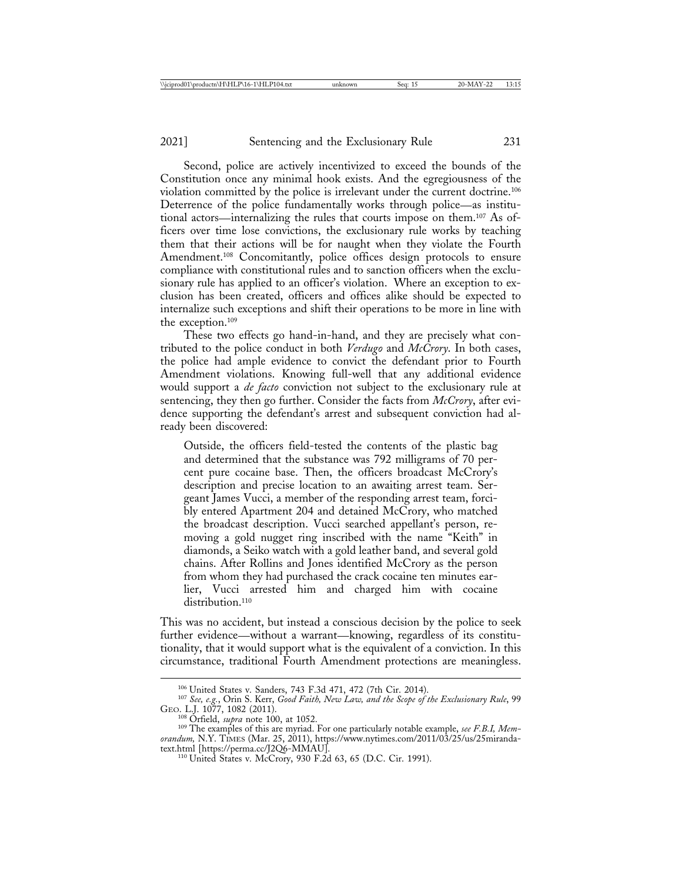Second, police are actively incentivized to exceed the bounds of the Constitution once any minimal hook exists. And the egregiousness of the violation committed by the police is irrelevant under the current doctrine.[106] Deterrence of the police fundamentally works through police—as institutional actors—internalizing the rules that courts impose on them.[107] As officers over time lose convictions, the exclusionary rule works by teaching them that their actions will be for naught when they violate the Fourth Amendment.[108] Concomitantly, police offices design protocols to ensure compliance with constitutional rules and to sanction officers when the exclusionary rule has applied to an officer's violation. Where an exception to exclusion has been created, officers and offices alike should be expected to internalize such exceptions and shift their operations to be more in line with the exception.[109]

These two effects go hand-in-hand, and they are precisely what contributed to the police conduct in both *Verdugo* and *McCrory*. In both cases, the police had ample evidence to convict the defendant prior to Fourth Amendment violations. Knowing full-well that any additional evidence would support a *de facto* conviction not subject to the exclusionary rule at sentencing, they then go further. Consider the facts from *McCrory*, after evidence supporting the defendant's arrest and subsequent conviction had already been discovered:

> Outside, the officers field-tested the contents of the plastic bag and determined that the substance was 792 milligrams of 70 percent pure cocaine base. Then, the officers broadcast McCrory's description and precise location to an awaiting arrest team. Sergeant James Vucci, a member of the responding arrest team, forcibly entered Apartment 204 and detained McCrory, who matched the broadcast description. Vucci searched appellant's person, removing a gold nugget ring inscribed with the name "Keith" in diamonds, a Seiko watch with a gold leather band, and several gold chains. After Rollins and Jones identified McCrory as the person from whom they had purchased the crack cocaine ten minutes earlier, Vucci arrested him and charged him with cocaine distribution.[110]

This was no accident, but instead a conscious decision by the police to seek further evidence—without a warrant—knowing, regardless of its constitutionality, that it would support what is the equivalent of a conviction. In this circumstance, traditional Fourth Amendment protections are meaningless.

---

[106] United States v. Sanders, 743 F.3d 471, 472 (7th Cir. 2014).

[107] *See, e.g.*, Orin S. Kerr, *Good Faith, New Law, and the Scope of the Exclusionary Rule*, 99 Geo. L.J. 1077, 1082 (2011).

[108] Orfield, *supra* note 100, at 1052.

[109] The examples of this are myriad. For one particularly notable example, *see F.B.I, Memorandum,* N.Y. Times (Mar. 25, 2011), https://www.nytimes.com/2011/03/25/us/25miranda-text.html [https://perma.cc/J2Q6-MMAU].

[110] United States v. McCrory, 930 F.2d 63, 65 (D.C. Cir. 1991).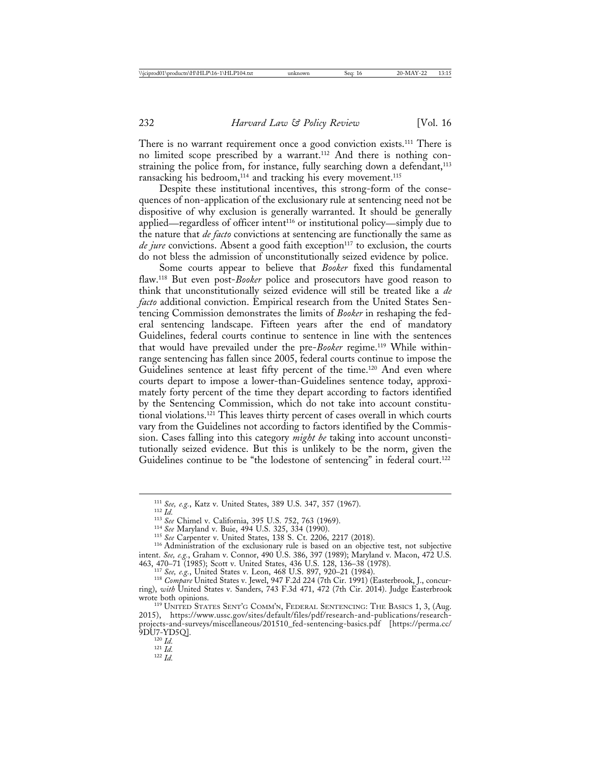There is no warrant requirement once a good conviction exists.[111] There is no limited scope prescribed by a warrant.[112] And there is nothing constraining the police from, for instance, fully searching down a defendant,[113] ransacking his bedroom,[114] and tracking his every movement.[115]

Despite these institutional incentives, this strong-form of the consequences of non-application of the exclusionary rule at sentencing need not be dispositive of why exclusion is generally warranted. It should be generally applied—regardless of officer intent[116] or institutional policy—simply due to the nature that *de facto* convictions at sentencing are functionally the same as *de jure* convictions. Absent a good faith exception[117] to exclusion, the courts do not bless the admission of unconstitutionally seized evidence by police.

Some courts appear to believe that *Booker* fixed this fundamental flaw.[118] But even post-*Booker* police and prosecutors have good reason to think that unconstitutionally seized evidence will still be treated like a *de facto* additional conviction. Empirical research from the United States Sentencing Commission demonstrates the limits of *Booker* in reshaping the federal sentencing landscape. Fifteen years after the end of mandatory Guidelines, federal courts continue to sentence in line with the sentences that would have prevailed under the pre-*Booker* regime.[119] While within-range sentencing has fallen since 2005, federal courts continue to impose the Guidelines sentence at least fifty percent of the time.[120] And even where courts depart to impose a lower-than-Guidelines sentence today, approximately forty percent of the time they depart according to factors identified by the Sentencing Commission, which do not take into account constitutional violations.[121] This leaves thirty percent of cases overall in which courts vary from the Guidelines not according to factors identified by the Commission. Cases falling into this category *might be* taking into account unconstitutionally seized evidence. But this is unlikely to be the norm, given the Guidelines continue to be "the lodestone of sentencing" in federal court.[122]

---

[111] *See, e.g.*, Katz v. United States, 389 U.S. 347, 357 (1967).

[112] *Id.*

[113] *See* Chimel v. California, 395 U.S. 752, 763 (1969).

[114] *See* Maryland v. Buie, 494 U.S. 325, 334 (1990).

[115] *See* Carpenter v. United States, 138 S. Ct. 2206, 2217 (2018).

[116] Administration of the exclusionary rule is based on an objective test, not subjective intent. *See, e.g.*, Graham v. Connor, 490 U.S. 386, 397 (1989); Maryland v. Macon, 472 U.S. 463, 470–71 (1985); Scott v. United States, 436 U.S. 128, 136–38 (1978).

[117] *See, e.g.*, United States v. Leon, 468 U.S. 897, 920–21 (1984).

[118] *Compare* United States v. Jewel, 947 F.2d 224 (7th Cir. 1991) (Easterbrook, J., concurring), *with* United States v. Sanders, 743 F.3d 471, 472 (7th Cir. 2014). Judge Easterbrook wrote both opinions.

[119] UNITED STATES SENT'G COMM'N, FEDERAL SENTENCING: THE BASICS 1, 3, (Aug. 2015), https://www.ussc.gov/sites/default/files/pdf/research-and-publications/research-projects-and-surveys/miscellaneous/201510_fed-sentencing-basics.pdf [https://perma.cc/9DU7-YD5Q].

[120] *Id.*

[121] *Id.*

[122] *Id.*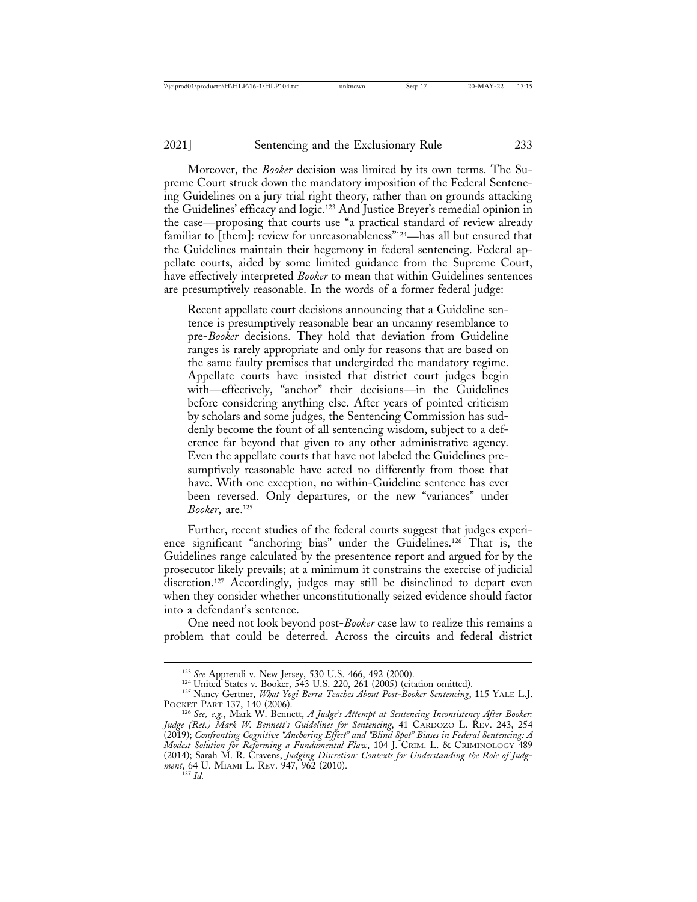Moreover, the *Booker* decision was limited by its own terms. The Supreme Court struck down the mandatory imposition of the Federal Sentencing Guidelines on a jury trial right theory, rather than on grounds attacking the Guidelines' efficacy and logic.[123] And Justice Breyer's remedial opinion in the case—proposing that courts use "a practical standard of review already familiar to [them]: review for unreasonableness"[124]—has all but ensured that the Guidelines maintain their hegemony in federal sentencing. Federal appellate courts, aided by some limited guidance from the Supreme Court, have effectively interpreted *Booker* to mean that within Guidelines sentences are presumptively reasonable. In the words of a former federal judge:

> Recent appellate court decisions announcing that a Guideline sentence is presumptively reasonable bear an uncanny resemblance to pre-*Booker* decisions. They hold that deviation from Guideline ranges is rarely appropriate and only for reasons that are based on the same faulty premises that undergirded the mandatory regime. Appellate courts have insisted that district court judges begin with—effectively, "anchor" their decisions—in the Guidelines before considering anything else. After years of pointed criticism by scholars and some judges, the Sentencing Commission has suddenly become the fount of all sentencing wisdom, subject to a deference far beyond that given to any other administrative agency. Even the appellate courts that have not labeled the Guidelines presumptively reasonable have acted no differently from those that have. With one exception, no within-Guideline sentence has ever been reversed. Only departures, or the new "variances" under *Booker*, are.[125]

Further, recent studies of the federal courts suggest that judges experience significant "anchoring bias" under the Guidelines.[126] That is, the Guidelines range calculated by the presentence report and argued for by the prosecutor likely prevails; at a minimum it constrains the exercise of judicial discretion.[127] Accordingly, judges may still be disinclined to depart even when they consider whether unconstitutionally seized evidence should factor into a defendant's sentence.

One need not look beyond post-*Booker* case law to realize this remains a problem that could be deterred. Across the circuits and federal district

---

[123] *See* Apprendi v. New Jersey, 530 U.S. 466, 492 (2000).

[124] United States v. Booker, 543 U.S. 220, 261 (2005) (citation omitted).

[125] Nancy Gertner, *What Yogi Berra Teaches About Post-Booker Sentencing*, 115 YALE L.J. POCKET PART 137, 140 (2006).

[126] *See, e.g.*, Mark W. Bennett, *A Judge's Attempt at Sentencing Inconsistency After Booker: Judge (Ret.) Mark W. Bennett's Guidelines for Sentencing*, 41 CARDOZO L. REV. 243, 254 (2019); *Confronting Cognitive "Anchoring Effect" and "Blind Spot" Biases in Federal Sentencing: A Modest Solution for Reforming a Fundamental Flaw*, 104 J. CRIM. L. & CRIMINOLOGY 489 (2014); Sarah M. R. Cravens, *Judging Discretion: Contexts for Understanding the Role of Judgment*, 64 U. MIAMI L. REV. 947, 962 (2010).

[127] *Id.*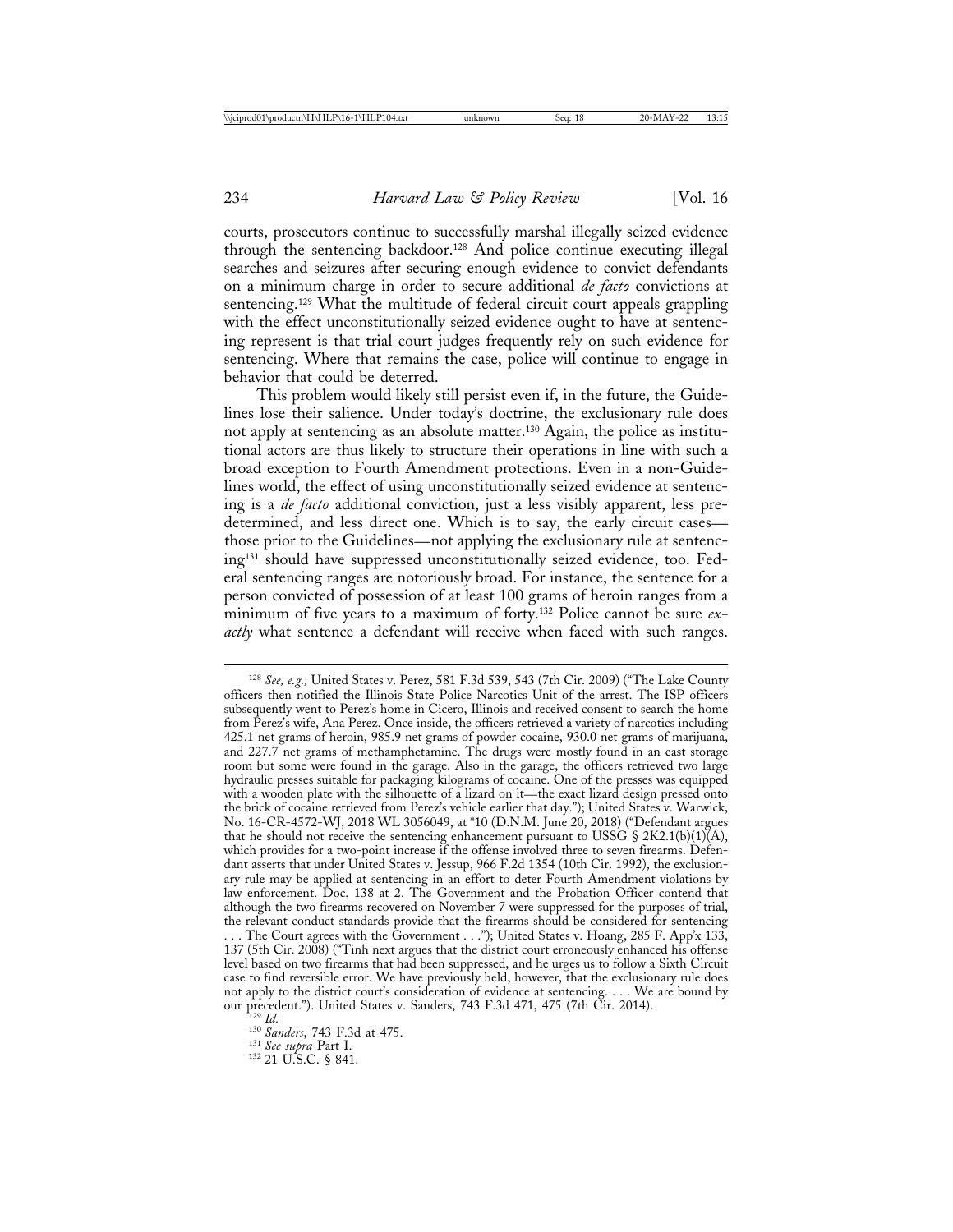courts, prosecutors continue to successfully marshal illegally seized evidence through the sentencing backdoor.[128] And police continue executing illegal searches and seizures after securing enough evidence to convict defendants on a minimum charge in order to secure additional *de facto* convictions at sentencing.[129] What the multitude of federal circuit court appeals grappling with the effect unconstitutionally seized evidence ought to have at sentencing represent is that trial court judges frequently rely on such evidence for sentencing. Where that remains the case, police will continue to engage in behavior that could be deterred.

This problem would likely still persist even if, in the future, the Guidelines lose their salience. Under today's doctrine, the exclusionary rule does not apply at sentencing as an absolute matter.[130] Again, the police as institutional actors are thus likely to structure their operations in line with such a broad exception to Fourth Amendment protections. Even in a non-Guidelines world, the effect of using unconstitutionally seized evidence at sentencing is a *de facto* additional conviction, just a less visibly apparent, less predetermined, and less direct one. Which is to say, the early circuit cases—those prior to the Guidelines—not applying the exclusionary rule at sentencing[131] should have suppressed unconstitutionally seized evidence, too. Federal sentencing ranges are notoriously broad. For instance, the sentence for a person convicted of possession of at least 100 grams of heroin ranges from a minimum of five years to a maximum of forty.[132] Police cannot be sure *exactly* what sentence a defendant will receive when faced with such ranges.

---

[128] *See, e.g.,* United States v. Perez, 581 F.3d 539, 543 (7th Cir. 2009) ("The Lake County officers then notified the Illinois State Police Narcotics Unit of the arrest. The ISP officers subsequently went to Perez's home in Cicero, Illinois and received consent to search the home from Perez's wife, Ana Perez. Once inside, the officers retrieved a variety of narcotics including 425.1 net grams of heroin, 985.9 net grams of powder cocaine, 930.0 net grams of marijuana, and 227.7 net grams of methamphetamine. The drugs were mostly found in an east storage room but some were found in the garage. Also in the garage, the officers retrieved two large hydraulic presses suitable for packaging kilograms of cocaine. One of the presses was equipped with a wooden plate with the silhouette of a lizard on it—the exact lizard design pressed onto the brick of cocaine retrieved from Perez's vehicle earlier that day."); United States v. Warwick, No. 16-CR-4572-WJ, 2018 WL 3056049, at *10 (D.N.M. June 20, 2018) ("Defendant argues that he should not receive the sentencing enhancement pursuant to USSG § 2K2.1(b)(1)(A), which provides for a two-point increase if the offense involved three to seven firearms. Defendant asserts that under United States v. Jessup, 966 F.2d 1354 (10th Cir. 1992), the exclusionary rule may be applied at sentencing in an effort to deter Fourth Amendment violations by law enforcement. Doc. 138 at 2. The Government and the Probation Officer contend that although the two firearms recovered on November 7 were suppressed for the purposes of trial, the relevant conduct standards provide that the firearms should be considered for sentencing . . . The Court agrees with the Government . . ."); United States v. Hoang, 285 F. App'x 133, 137 (5th Cir. 2008) ("Tinh next argues that the district court erroneously enhanced his offense level based on two firearms that had been suppressed, and he urges us to follow a Sixth Circuit case to find reversible error. We have previously held, however, that the exclusionary rule does not apply to the district court's consideration of evidence at sentencing. . . . We are bound by our precedent."). United States v. Sanders, 743 F.3d 471, 475 (7th Cir. 2014).

[129] *Id.*

[130] *Sanders*, 743 F.3d at 475.

[131] *See supra* Part I.

[132] 21 U.S.C. § 841.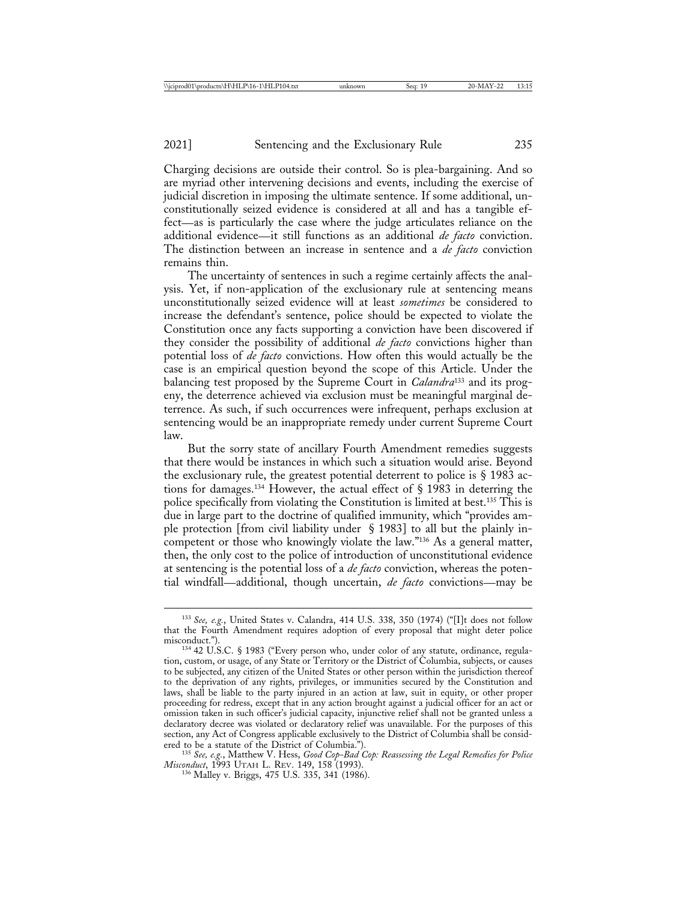Charging decisions are outside their control. So is plea-bargaining. And so are myriad other intervening decisions and events, including the exercise of judicial discretion in imposing the ultimate sentence. If some additional, unconstitutionally seized evidence is considered at all and has a tangible effect—as is particularly the case where the judge articulates reliance on the additional evidence—it still functions as an additional *de facto* conviction. The distinction between an increase in sentence and a *de facto* conviction remains thin.

The uncertainty of sentences in such a regime certainly affects the analysis. Yet, if non-application of the exclusionary rule at sentencing means unconstitutionally seized evidence will at least *sometimes* be considered to increase the defendant's sentence, police should be expected to violate the Constitution once any facts supporting a conviction have been discovered if they consider the possibility of additional *de facto* convictions higher than potential loss of *de facto* convictions. How often this would actually be the case is an empirical question beyond the scope of this Article. Under the balancing test proposed by the Supreme Court in *Calandra*[133] and its progeny, the deterrence achieved via exclusion must be meaningful marginal deterrence. As such, if such occurrences were infrequent, perhaps exclusion at sentencing would be an inappropriate remedy under current Supreme Court law.

But the sorry state of ancillary Fourth Amendment remedies suggests that there would be instances in which such a situation would arise. Beyond the exclusionary rule, the greatest potential deterrent to police is § 1983 actions for damages.[134] However, the actual effect of § 1983 in deterring the police specifically from violating the Constitution is limited at best.[135] This is due in large part to the doctrine of qualified immunity, which "provides ample protection [from civil liability under § 1983] to all but the plainly incompetent or those who knowingly violate the law."[136] As a general matter, then, the only cost to the police of introduction of unconstitutional evidence at sentencing is the potential loss of a *de facto* conviction, whereas the potential windfall—additional, though uncertain, *de facto* convictions—may be

---

[133] *See, e.g.*, United States v. Calandra, 414 U.S. 338, 350 (1974) ("[I]t does not follow that the Fourth Amendment requires adoption of every proposal that might deter police misconduct.").

[134] 42 U.S.C. § 1983 ("Every person who, under color of any statute, ordinance, regulation, custom, or usage, of any State or Territory or the District of Columbia, subjects, or causes to be subjected, any citizen of the United States or other person within the jurisdiction thereof to the deprivation of any rights, privileges, or immunities secured by the Constitution and laws, shall be liable to the party injured in an action at law, suit in equity, or other proper proceeding for redress, except that in any action brought against a judicial officer for an act or omission taken in such officer's judicial capacity, injunctive relief shall not be granted unless a declaratory decree was violated or declaratory relief was unavailable. For the purposes of this section, any Act of Congress applicable exclusively to the District of Columbia shall be considered to be a statute of the District of Columbia.").

[135] *See, e.g.*, Matthew V. Hess, *Good Cop-Bad Cop: Reassessing the Legal Remedies for Police Misconduct*, 1993 UTAH L. REV. 149, 158 (1993).

[136] Malley v. Briggs, 475 U.S. 335, 341 (1986).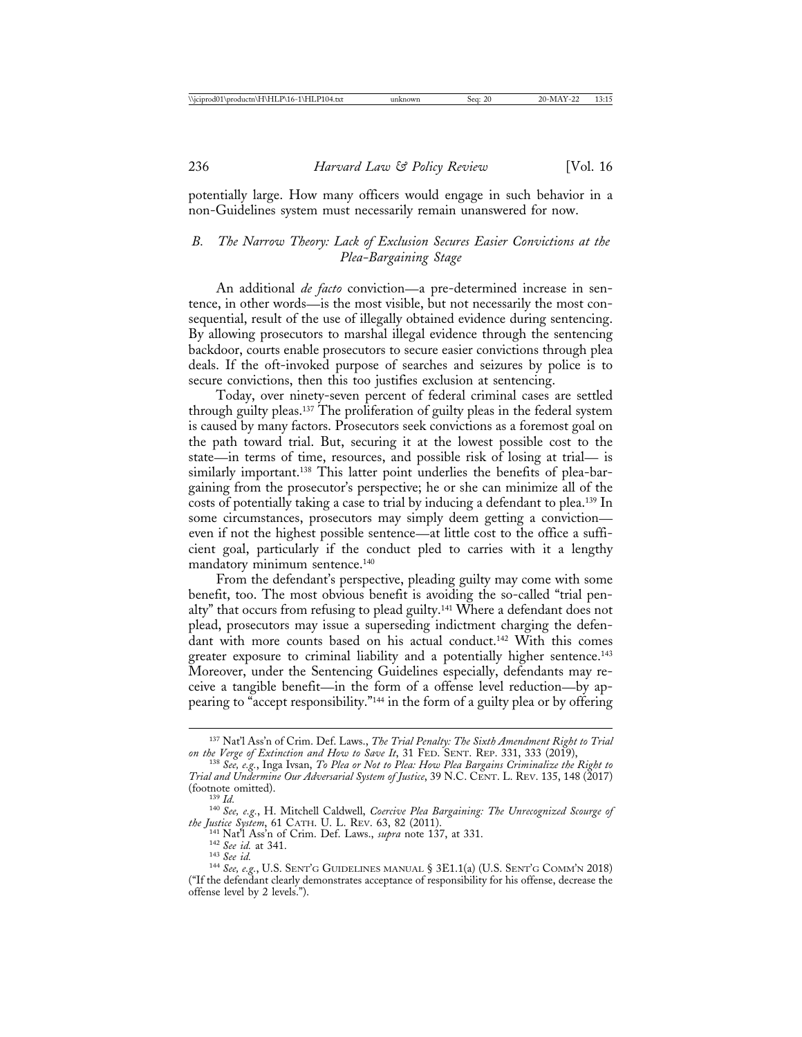potentially large. How many officers would engage in such behavior in a non-Guidelines system must necessarily remain unanswered for now.

### *B. The Narrow Theory: Lack of Exclusion Secures Easier Convictions at the Plea-Bargaining Stage*

An additional *de facto* conviction—a pre-determined increase in sentence, in other words—is the most visible, but not necessarily the most consequential, result of the use of illegally obtained evidence during sentencing. By allowing prosecutors to marshal illegal evidence through the sentencing backdoor, courts enable prosecutors to secure easier convictions through plea deals. If the oft-invoked purpose of searches and seizures by police is to secure convictions, then this too justifies exclusion at sentencing.

Today, over ninety-seven percent of federal criminal cases are settled through guilty pleas.[137] The proliferation of guilty pleas in the federal system is caused by many factors. Prosecutors seek convictions as a foremost goal on the path toward trial. But, securing it at the lowest possible cost to the state—in terms of time, resources, and possible risk of losing at trial— is similarly important.[138] This latter point underlies the benefits of plea-bargaining from the prosecutor's perspective; he or she can minimize all of the costs of potentially taking a case to trial by inducing a defendant to plea.[139] In some circumstances, prosecutors may simply deem getting a conviction—even if not the highest possible sentence—at little cost to the office a sufficient goal, particularly if the conduct pled to carries with it a lengthy mandatory minimum sentence.[140]

From the defendant's perspective, pleading guilty may come with some benefit, too. The most obvious benefit is avoiding the so-called "trial penalty" that occurs from refusing to plead guilty.[141] Where a defendant does not plead, prosecutors may issue a superseding indictment charging the defendant with more counts based on his actual conduct.[142] With this comes greater exposure to criminal liability and a potentially higher sentence.[143] Moreover, under the Sentencing Guidelines especially, defendants may receive a tangible benefit—in the form of a offense level reduction—by appearing to "accept responsibility."[144] in the form of a guilty plea or by offering

---

[137] Nat'l Ass'n of Crim. Def. Laws., *The Trial Penalty: The Sixth Amendment Right to Trial on the Verge of Extinction and How to Save It*, 31 FED. SENT. REP. 331, 333 (2019),

[138] *See, e.g.*, Inga Ivsan, *To Plea or Not to Plea: How Plea Bargains Criminalize the Right to Trial and Undermine Our Adversarial System of Justice*, 39 N.C. CENT. L. REV. 135, 148 (2017) (footnote omitted).

[139] *Id.*

[140] *See, e.g.*, H. Mitchell Caldwell, *Coercive Plea Bargaining: The Unrecognized Scourge of the Justice System*, 61 CATH. U. L. REV. 63, 82 (2011).

[141] Nat'l Ass'n of Crim. Def. Laws., *supra* note 137, at 331.

[142] *See id.* at 341.

[143] *See id.*

[144] *See, e.g.*, U.S. SENT'G GUIDELINES MANUAL § 3E1.1(a) (U.S. SENT'G COMM'N 2018) ("If the defendant clearly demonstrates acceptance of responsibility for his offense, decrease the offense level by 2 levels.").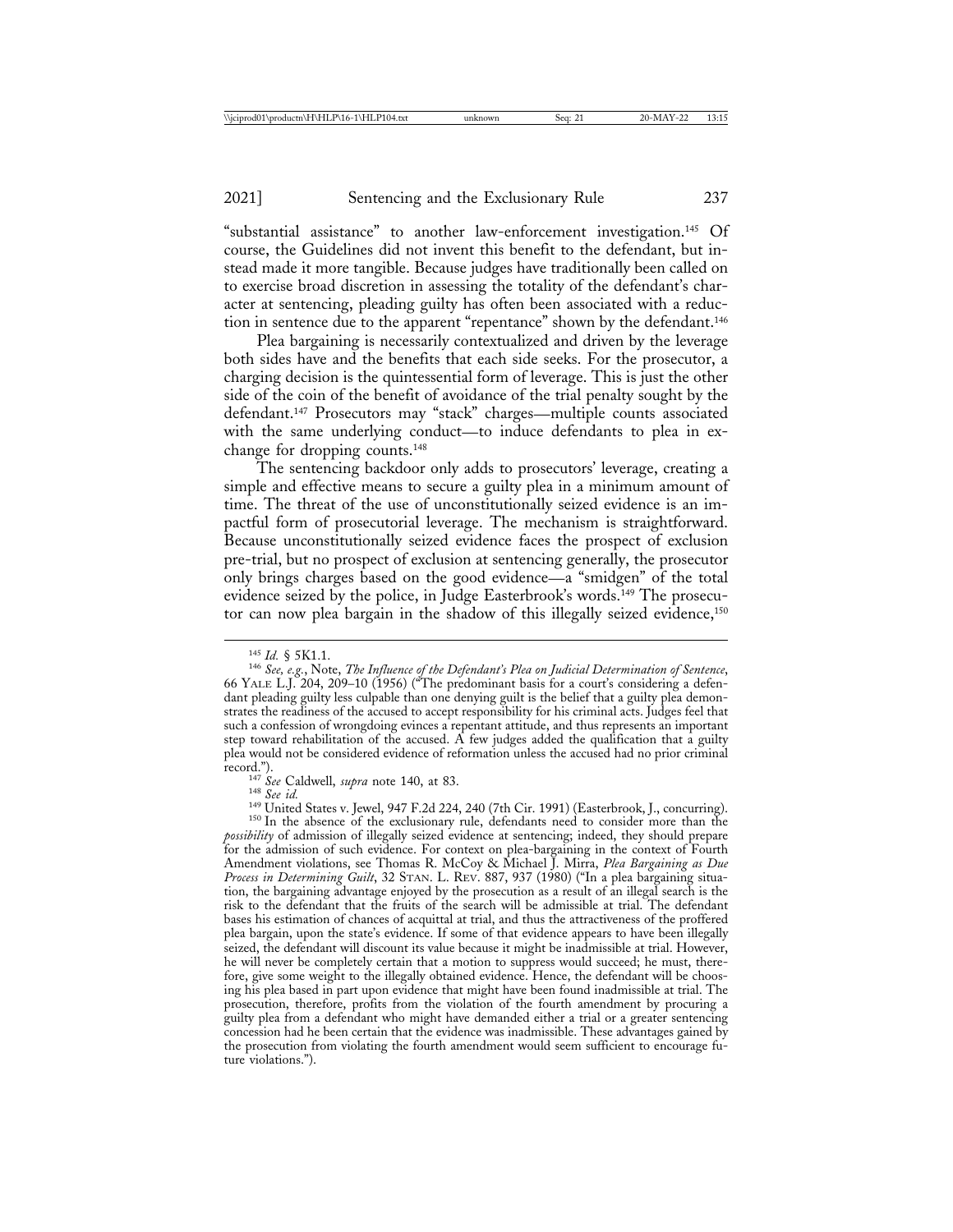"substantial assistance" to another law-enforcement investigation.[145] Of course, the Guidelines did not invent this benefit to the defendant, but instead made it more tangible. Because judges have traditionally been called on to exercise broad discretion in assessing the totality of the defendant's character at sentencing, pleading guilty has often been associated with a reduction in sentence due to the apparent "repentance" shown by the defendant.[146]

Plea bargaining is necessarily contextualized and driven by the leverage both sides have and the benefits that each side seeks. For the prosecutor, a charging decision is the quintessential form of leverage. This is just the other side of the coin of the benefit of avoidance of the trial penalty sought by the defendant.[147] Prosecutors may "stack" charges—multiple counts associated with the same underlying conduct—to induce defendants to plea in exchange for dropping counts.[148]

The sentencing backdoor only adds to prosecutors' leverage, creating a simple and effective means to secure a guilty plea in a minimum amount of time. The threat of the use of unconstitutionally seized evidence is an impactful form of prosecutorial leverage. The mechanism is straightforward. Because unconstitutionally seized evidence faces the prospect of exclusion pre-trial, but no prospect of exclusion at sentencing generally, the prosecutor only brings charges based on the good evidence—a "smidgen" of the total evidence seized by the police, in Judge Easterbrook's words.[149] The prosecutor can now plea bargain in the shadow of this illegally seized evidence,[150]

---

[145] *Id.* § 5K1.1.

[146] *See, e.g.*, Note, *The Influence of the Defendant's Plea on Judicial Determination of Sentence*, 66 YALE L.J. 204, 209–10 (1956) ("The predominant basis for a court's considering a defendant pleading guilty less culpable than one denying guilt is the belief that a guilty plea demonstrates the readiness of the accused to accept responsibility for his criminal acts. Judges feel that such a confession of wrongdoing evinces a repentant attitude, and thus represents an important step toward rehabilitation of the accused. A few judges added the qualification that a guilty plea would not be considered evidence of reformation unless the accused had no prior criminal record.").

[147] *See* Caldwell, *supra* note 140, at 83.

[148] *See id.*

[149] United States v. Jewel, 947 F.2d 224, 240 (7th Cir. 1991) (Easterbrook, J., concurring).

[150] In the absence of the exclusionary rule, defendants need to consider more than the *possibility* of admission of illegally seized evidence at sentencing; indeed, they should prepare for the admission of such evidence. For context on plea-bargaining in the context of Fourth Amendment violations, see Thomas R. McCoy & Michael J. Mirra, *Plea Bargaining as Due Process in Determining Guilt*, 32 STAN. L. REV. 887, 937 (1980) ("In a plea bargaining situation, the bargaining advantage enjoyed by the prosecution as a result of an illegal search is the risk to the defendant that the fruits of the search will be admissible at trial. The defendant bases his estimation of chances of acquittal at trial, and thus the attractiveness of the proffered plea bargain, upon the state's evidence. If some of that evidence appears to have been illegally seized, the defendant will discount its value because it might be inadmissible at trial. However, he will never be completely certain that a motion to suppress would succeed; he must, therefore, give some weight to the illegally obtained evidence. Hence, the defendant will be choosing his plea based in part upon evidence that might have been found inadmissible at trial. The prosecution, therefore, profits from the violation of the fourth amendment by procuring a guilty plea from a defendant who might have demanded either a trial or a greater sentencing concession had he been certain that the evidence was inadmissible. These advantages gained by the prosecution from violating the fourth amendment would seem sufficient to encourage future violations.").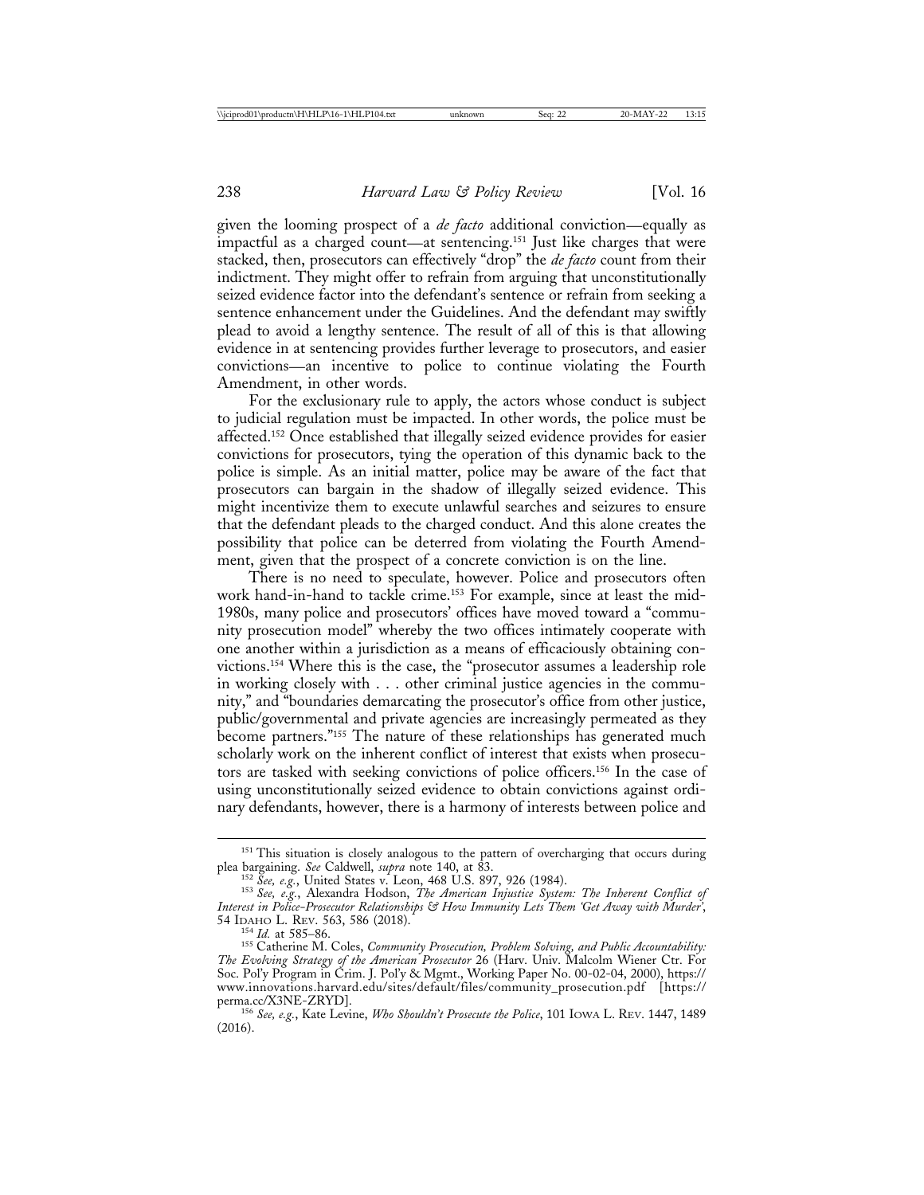given the looming prospect of a *de facto* additional conviction—equally as impactful as a charged count—at sentencing.[151] Just like charges that were stacked, then, prosecutors can effectively "drop" the *de facto* count from their indictment. They might offer to refrain from arguing that unconstitutionally seized evidence factor into the defendant's sentence or refrain from seeking a sentence enhancement under the Guidelines. And the defendant may swiftly plead to avoid a lengthy sentence. The result of all of this is that allowing evidence in at sentencing provides further leverage to prosecutors, and easier convictions—an incentive to police to continue violating the Fourth Amendment, in other words.

For the exclusionary rule to apply, the actors whose conduct is subject to judicial regulation must be impacted. In other words, the police must be affected.[152] Once established that illegally seized evidence provides for easier convictions for prosecutors, tying the operation of this dynamic back to the police is simple. As an initial matter, police may be aware of the fact that prosecutors can bargain in the shadow of illegally seized evidence. This might incentivize them to execute unlawful searches and seizures to ensure that the defendant pleads to the charged conduct. And this alone creates the possibility that police can be deterred from violating the Fourth Amendment, given that the prospect of a concrete conviction is on the line.

There is no need to speculate, however. Police and prosecutors often work hand-in-hand to tackle crime.[153] For example, since at least the mid-1980s, many police and prosecutors' offices have moved toward a "community prosecution model" whereby the two offices intimately cooperate with one another within a jurisdiction as a means of efficaciously obtaining convictions.[154] Where this is the case, the "prosecutor assumes a leadership role in working closely with . . . other criminal justice agencies in the community," and "boundaries demarcating the prosecutor's office from other justice, public/governmental and private agencies are increasingly permeated as they become partners."[155] The nature of these relationships has generated much scholarly work on the inherent conflict of interest that exists when prosecutors are tasked with seeking convictions of police officers.[156] In the case of using unconstitutionally seized evidence to obtain convictions against ordinary defendants, however, there is a harmony of interests between police and

---

[151] This situation is closely analogous to the pattern of overcharging that occurs during plea bargaining. *See* Caldwell, *supra* note 140, at 83.

[152] *See, e.g.*, United States v. Leon, 468 U.S. 897, 926 (1984).

[153] *See, e.g.*, Alexandra Hodson, *The American Injustice System: The Inherent Conflict of Interest in Police-Prosecutor Relationships & How Immunity Lets Them 'Get Away with Murder'*, 54 IDAHO L. REV. 563, 586 (2018).

[154] *Id.* at 585–86.

[155] Catherine M. Coles, *Community Prosecution, Problem Solving, and Public Accountability: The Evolving Strategy of the American Prosecutor* 26 (Harv. Univ. Malcolm Wiener Ctr. For Soc. Pol'y Program in Crim. J. Pol'y & Mgmt., Working Paper No. 00-02-04, 2000), https://www.innovations.harvard.edu/sites/default/files/community_prosecution.pdf [https://perma.cc/X3NE-ZRYD].

[156] *See, e.g.*, Kate Levine, *Who Shouldn't Prosecute the Police*, 101 IOWA L. REV. 1447, 1489 (2016).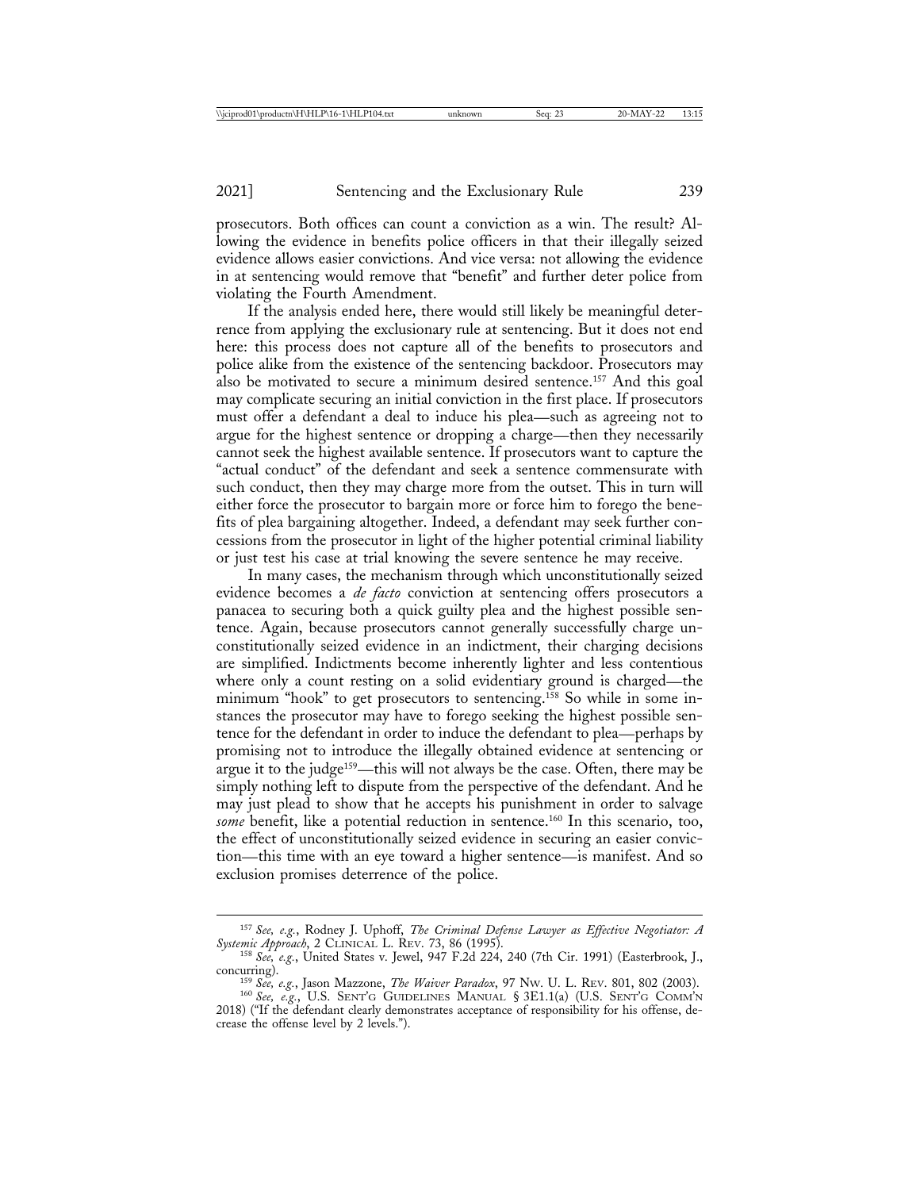prosecutors. Both offices can count a conviction as a win. The result? Allowing the evidence in benefits police officers in that their illegally seized evidence allows easier convictions. And vice versa: not allowing the evidence in at sentencing would remove that "benefit" and further deter police from violating the Fourth Amendment.

If the analysis ended here, there would still likely be meaningful deterrence from applying the exclusionary rule at sentencing. But it does not end here: this process does not capture all of the benefits to prosecutors and police alike from the existence of the sentencing backdoor. Prosecutors may also be motivated to secure a minimum desired sentence.[157] And this goal may complicate securing an initial conviction in the first place. If prosecutors must offer a defendant a deal to induce his plea—such as agreeing not to argue for the highest sentence or dropping a charge—then they necessarily cannot seek the highest available sentence. If prosecutors want to capture the "actual conduct" of the defendant and seek a sentence commensurate with such conduct, then they may charge more from the outset. This in turn will either force the prosecutor to bargain more or force him to forego the benefits of plea bargaining altogether. Indeed, a defendant may seek further concessions from the prosecutor in light of the higher potential criminal liability or just test his case at trial knowing the severe sentence he may receive.

In many cases, the mechanism through which unconstitutionally seized evidence becomes a *de facto* conviction at sentencing offers prosecutors a panacea to securing both a quick guilty plea and the highest possible sentence. Again, because prosecutors cannot generally successfully charge unconstitutionally seized evidence in an indictment, their charging decisions are simplified. Indictments become inherently lighter and less contentious where only a count resting on a solid evidentiary ground is charged—the minimum "hook" to get prosecutors to sentencing.[158] So while in some instances the prosecutor may have to forego seeking the highest possible sentence for the defendant in order to induce the defendant to plea—perhaps by promising not to introduce the illegally obtained evidence at sentencing or argue it to the judge[159]—this will not always be the case. Often, there may be simply nothing left to dispute from the perspective of the defendant. And he may just plead to show that he accepts his punishment in order to salvage *some* benefit, like a potential reduction in sentence.[160] In this scenario, too, the effect of unconstitutionally seized evidence in securing an easier conviction—this time with an eye toward a higher sentence—is manifest. And so exclusion promises deterrence of the police.

---

[157] *See, e.g.*, Rodney J. Uphoff, *The Criminal Defense Lawyer as Effective Negotiator: A Systemic Approach*, 2 CLINICAL L. REV. 73, 86 (1995).

[158] *See, e.g.*, United States v. Jewel, 947 F.2d 224, 240 (7th Cir. 1991) (Easterbrook, J., concurring).

[159] *See, e.g.*, Jason Mazzone, *The Waiver Paradox*, 97 NW. U. L. REV. 801, 802 (2003).

[160] *See, e.g.*, U.S. SENT'G GUIDELINES MANUAL § 3E1.1(a) (U.S. SENT'G COMM'N 2018) ("If the defendant clearly demonstrates acceptance of responsibility for his offense, decrease the offense level by 2 levels.").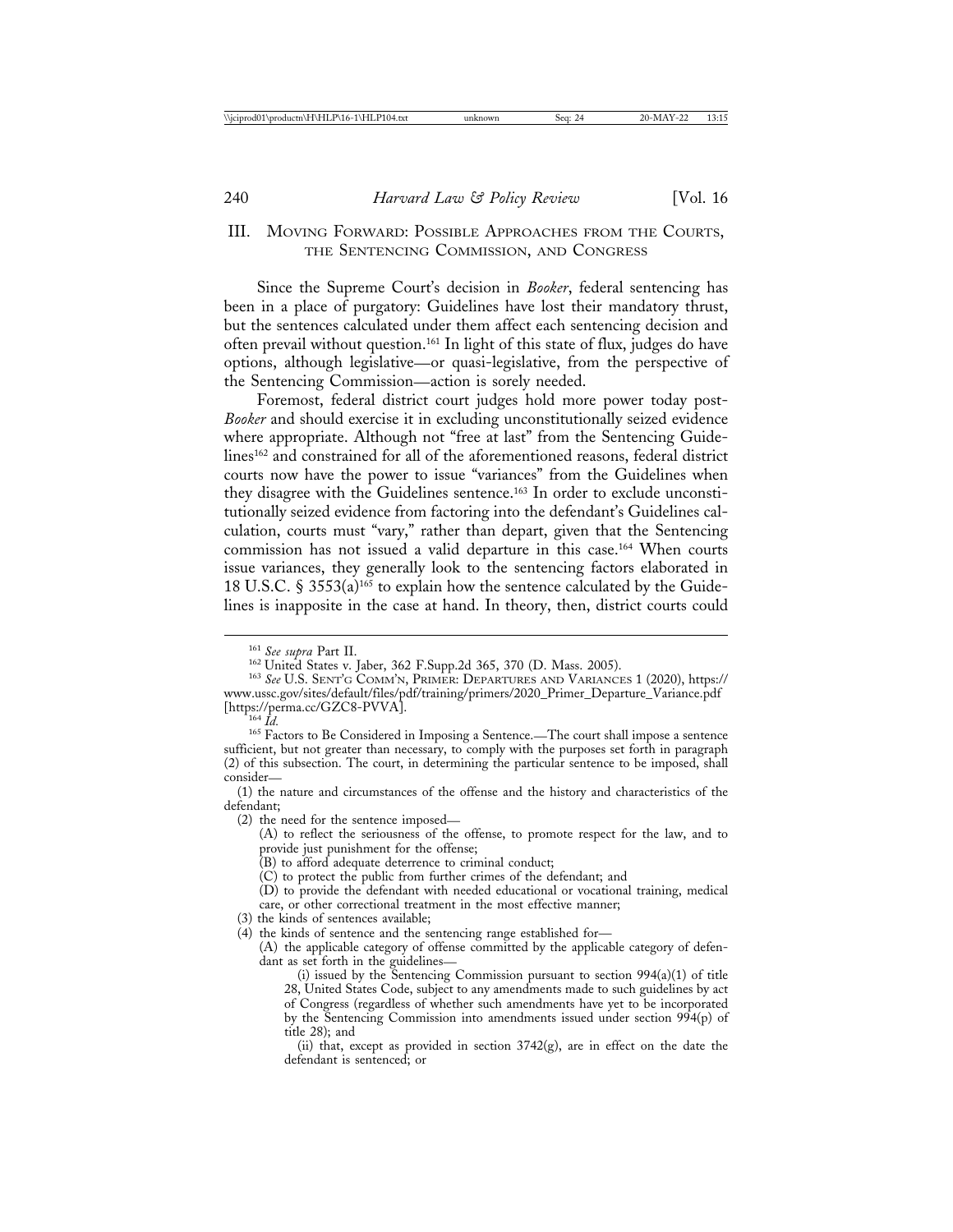## III. Moving Forward: Possible Approaches from the Courts, the Sentencing Commission, and Congress

Since the Supreme Court's decision in *Booker*, federal sentencing has been in a place of purgatory: Guidelines have lost their mandatory thrust, but the sentences calculated under them affect each sentencing decision and often prevail without question.[161] In light of this state of flux, judges do have options, although legislative—or quasi-legislative, from the perspective of the Sentencing Commission—action is sorely needed.

Foremost, federal district court judges hold more power today post-*Booker* and should exercise it in excluding unconstitutionally seized evidence where appropriate. Although not "free at last" from the Sentencing Guidelines[162] and constrained for all of the aforementioned reasons, federal district courts now have the power to issue "variances" from the Guidelines when they disagree with the Guidelines sentence.[163] In order to exclude unconstitutionally seized evidence from factoring into the defendant's Guidelines calculation, courts must "vary," rather than depart, given that the Sentencing commission has not issued a valid departure in this case.[164] When courts issue variances, they generally look to the sentencing factors elaborated in 18 U.S.C. § 3553(a)[165] to explain how the sentence calculated by the Guidelines is inapposite in the case at hand. In theory, then, district courts could

---

[161] *See supra* Part II.

[162] United States v. Jaber, 362 F.Supp.2d 365, 370 (D. Mass. 2005).

[163] *See* U.S. Sent'g Comm'n, Primer: Departures and Variances 1 (2020), https://www.ussc.gov/sites/default/files/pdf/training/primers/2020_Primer_Departure_Variance.pdf [https://perma.cc/GZC8-PVVA].

[164] *Id.*

[165] Factors to Be Considered in Imposing a Sentence.—The court shall impose a sentence sufficient, but not greater than necessary, to comply with the purposes set forth in paragraph (2) of this subsection. The court, in determining the particular sentence to be imposed, shall consider—

(1) the nature and circumstances of the offense and the history and characteristics of the defendant;

(2) the need for the sentence imposed—

(A) to reflect the seriousness of the offense, to promote respect for the law, and to provide just punishment for the offense;

(B) to afford adequate deterrence to criminal conduct;

(C) to protect the public from further crimes of the defendant; and

(D) to provide the defendant with needed educational or vocational training, medical care, or other correctional treatment in the most effective manner;

(3) the kinds of sentences available;

(4) the kinds of sentence and the sentencing range established for—

(A) the applicable category of offense committed by the applicable category of defendant as set forth in the guidelines—

(i) issued by the Sentencing Commission pursuant to section 994(a)(1) of title 28, United States Code, subject to any amendments made to such guidelines by act of Congress (regardless of whether such amendments have yet to be incorporated by the Sentencing Commission into amendments issued under section 994(p) of title 28); and

(ii) that, except as provided in section 3742(g), are in effect on the date the defendant is sentenced; or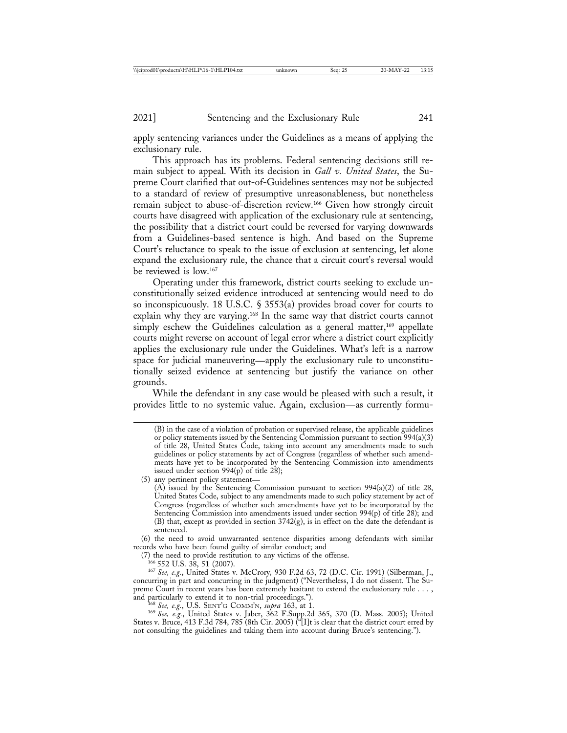apply sentencing variances under the Guidelines as a means of applying the exclusionary rule.

This approach has its problems. Federal sentencing decisions still remain subject to appeal. With its decision in *Gall v. United States*, the Supreme Court clarified that out-of-Guidelines sentences may not be subjected to a standard of review of presumptive unreasonableness, but nonetheless remain subject to abuse-of-discretion review.[166] Given how strongly circuit courts have disagreed with application of the exclusionary rule at sentencing, the possibility that a district court could be reversed for varying downwards from a Guidelines-based sentence is high. And based on the Supreme Court's reluctance to speak to the issue of exclusion at sentencing, let alone expand the exclusionary rule, the chance that a circuit court's reversal would be reviewed is low.[167]

Operating under this framework, district courts seeking to exclude unconstitutionally seized evidence introduced at sentencing would need to do so inconspicuously. 18 U.S.C. § 3553(a) provides broad cover for courts to explain why they are varying.[168] In the same way that district courts cannot simply eschew the Guidelines calculation as a general matter,[169] appellate courts might reverse on account of legal error where a district court explicitly applies the exclusionary rule under the Guidelines. What's left is a narrow space for judicial maneuvering—apply the exclusionary rule to unconstitutionally seized evidence at sentencing but justify the variance on other grounds.

While the defendant in any case would be pleased with such a result, it provides little to no systemic value. Again, exclusion—as currently formu-

---

(B) in the case of a violation of probation or supervised release, the applicable guidelines or policy statements issued by the Sentencing Commission pursuant to section 994(a)(3) of title 28, United States Code, taking into account any amendments made to such guidelines or policy statements by act of Congress (regardless of whether such amendments have yet to be incorporated by the Sentencing Commission into amendments issued under section 994(p) of title 28);

(5) any pertinent policy statement—

(A) issued by the Sentencing Commission pursuant to section 994(a)(2) of title 28, United States Code, subject to any amendments made to such policy statement by act of Congress (regardless of whether such amendments have yet to be incorporated by the Sentencing Commission into amendments issued under section 994(p) of title 28); and

(B) that, except as provided in section 3742(g), is in effect on the date the defendant is sentenced.

(6) the need to avoid unwarranted sentence disparities among defendants with similar records who have been found guilty of similar conduct; and

(7) the need to provide restitution to any victims of the offense.

[166] 552 U.S. 38, 51 (2007).

[167] *See, e.g.*, United States v. McCrory, 930 F.2d 63, 72 (D.C. Cir. 1991) (Silberman, J., concurring in part and concurring in the judgment) ("Nevertheless, I do not dissent. The Supreme Court in recent years has been extremely hesitant to extend the exclusionary rule . . . , and particularly to extend it to non-trial proceedings.").

[168] *See, e.g.*, U.S. Sent'g Comm'n, *supra* 163, at 1.

[169] *See, e.g.*, United States v. Jaber, 362 F.Supp.2d 365, 370 (D. Mass. 2005); United States v. Bruce, 413 F.3d 784, 785 (8th Cir. 2005) ("[I]t is clear that the district court erred by not consulting the guidelines and taking them into account during Bruce's sentencing.").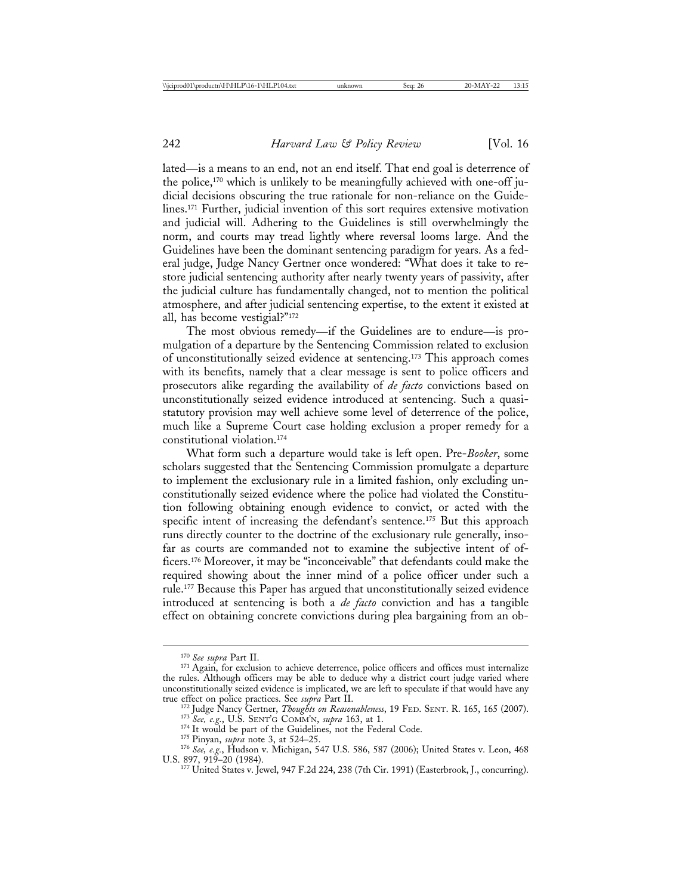lated—is a means to an end, not an end itself. That end goal is deterrence of the police,[170] which is unlikely to be meaningfully achieved with one-off judicial decisions obscuring the true rationale for non-reliance on the Guidelines.[171] Further, judicial invention of this sort requires extensive motivation and judicial will. Adhering to the Guidelines is still overwhelmingly the norm, and courts may tread lightly where reversal looms large. And the Guidelines have been the dominant sentencing paradigm for years. As a federal judge, Judge Nancy Gertner once wondered: "What does it take to restore judicial sentencing authority after nearly twenty years of passivity, after the judicial culture has fundamentally changed, not to mention the political atmosphere, and after judicial sentencing expertise, to the extent it existed at all, has become vestigial?"[172]

The most obvious remedy—if the Guidelines are to endure—is promulgation of a departure by the Sentencing Commission related to exclusion of unconstitutionally seized evidence at sentencing.[173] This approach comes with its benefits, namely that a clear message is sent to police officers and prosecutors alike regarding the availability of *de facto* convictions based on unconstitutionally seized evidence introduced at sentencing. Such a quasi-statutory provision may well achieve some level of deterrence of the police, much like a Supreme Court case holding exclusion a proper remedy for a constitutional violation.[174]

What form such a departure would take is left open. Pre-*Booker*, some scholars suggested that the Sentencing Commission promulgate a departure to implement the exclusionary rule in a limited fashion, only excluding unconstitutionally seized evidence where the police had violated the Constitution following obtaining enough evidence to convict, or acted with the specific intent of increasing the defendant's sentence.[175] But this approach runs directly counter to the doctrine of the exclusionary rule generally, insofar as courts are commanded not to examine the subjective intent of officers.[176] Moreover, it may be "inconceivable" that defendants could make the required showing about the inner mind of a police officer under such a rule.[177] Because this Paper has argued that unconstitutionally seized evidence introduced at sentencing is both a *de facto* conviction and has a tangible effect on obtaining concrete convictions during plea bargaining from an ob-

---

[170] *See supra* Part II.

[171] Again, for exclusion to achieve deterrence, police officers and offices must internalize the rules. Although officers may be able to deduce why a district court judge varied where unconstitutionally seized evidence is implicated, we are left to speculate if that would have any true effect on police practices. See *supra* Part II.

[172] Judge Nancy Gertner, *Thoughts on Reasonableness*, 19 FED. SENT. R. 165, 165 (2007).

[173] *See, e.g.*, U.S. SENT'G COMM'N, *supra* 163, at 1.

[174] It would be part of the Guidelines, not the Federal Code.

[175] Pinyan, *supra* note 3, at 524–25.

[176] *See, e.g.*, Hudson v. Michigan, 547 U.S. 586, 587 (2006); United States v. Leon, 468 U.S. 897, 919–20 (1984).

[177] United States v. Jewel, 947 F.2d 224, 238 (7th Cir. 1991) (Easterbrook, J., concurring).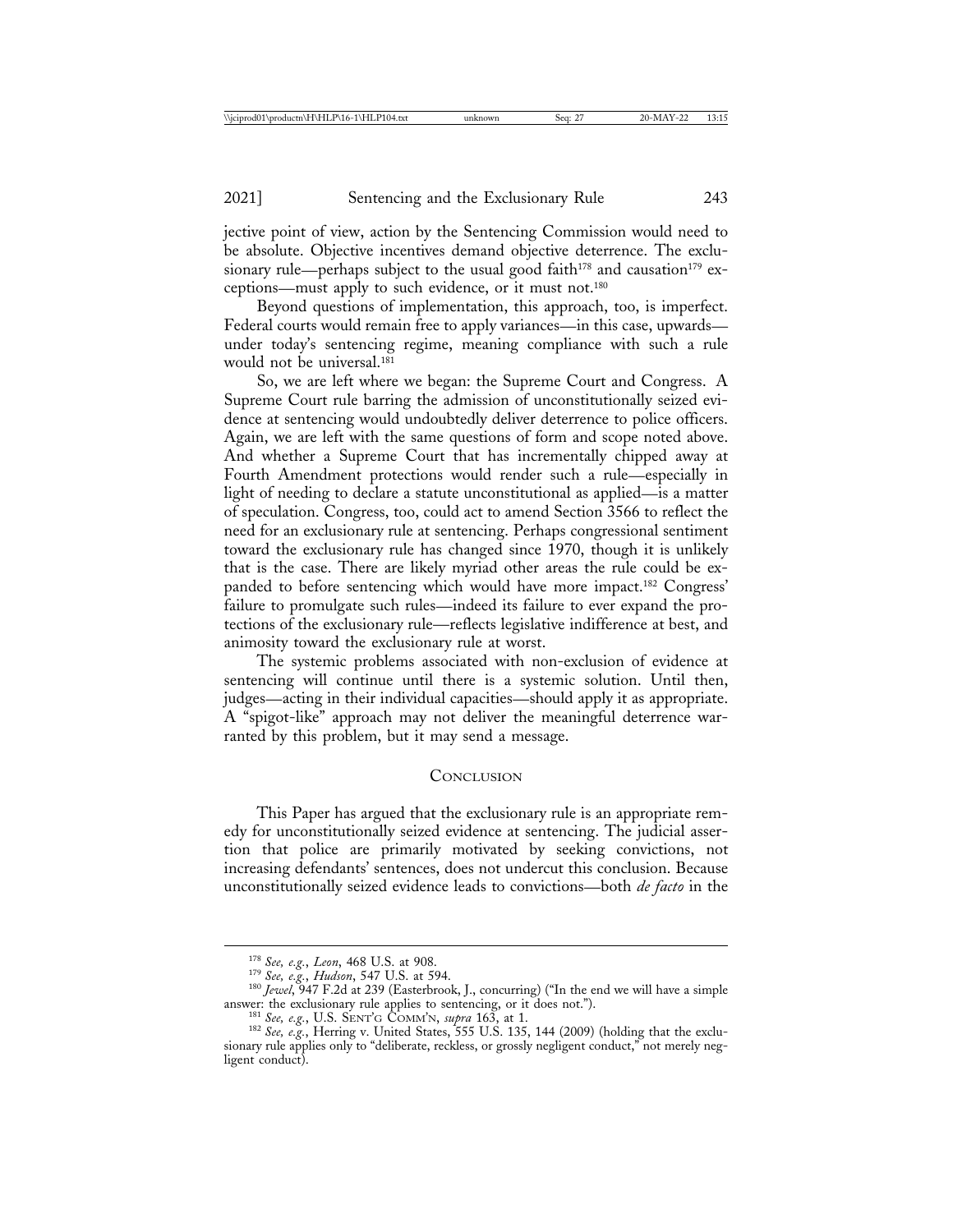jective point of view, action by the Sentencing Commission would need to be absolute. Objective incentives demand objective deterrence. The exclusionary rule—perhaps subject to the usual good faith[178] and causation[179] exceptions—must apply to such evidence, or it must not.[180]

Beyond questions of implementation, this approach, too, is imperfect. Federal courts would remain free to apply variances—in this case, upwards—under today's sentencing regime, meaning compliance with such a rule would not be universal.[181]

So, we are left where we began: the Supreme Court and Congress. A Supreme Court rule barring the admission of unconstitutionally seized evidence at sentencing would undoubtedly deliver deterrence to police officers. Again, we are left with the same questions of form and scope noted above. And whether a Supreme Court that has incrementally chipped away at Fourth Amendment protections would render such a rule—especially in light of needing to declare a statute unconstitutional as applied—is a matter of speculation. Congress, too, could act to amend Section 3566 to reflect the need for an exclusionary rule at sentencing. Perhaps congressional sentiment toward the exclusionary rule has changed since 1970, though it is unlikely that is the case. There are likely myriad other areas the rule could be expanded to before sentencing which would have more impact.[182] Congress' failure to promulgate such rules—indeed its failure to ever expand the protections of the exclusionary rule—reflects legislative indifference at best, and animosity toward the exclusionary rule at worst.

The systemic problems associated with non-exclusion of evidence at sentencing will continue until there is a systemic solution. Until then, judges—acting in their individual capacities—should apply it as appropriate. A "spigot-like" approach may not deliver the meaningful deterrence warranted by this problem, but it may send a message.

## Conclusion

This Paper has argued that the exclusionary rule is an appropriate remedy for unconstitutionally seized evidence at sentencing. The judicial assertion that police are primarily motivated by seeking convictions, not increasing defendants' sentences, does not undercut this conclusion. Because unconstitutionally seized evidence leads to convictions—both *de facto* in the

---

[178] *See, e.g.*, *Leon*, 468 U.S. at 908.

[179] *See, e.g.*, *Hudson*, 547 U.S. at 594.

[180] *Jewel*, 947 F.2d at 239 (Easterbrook, J., concurring) ("In the end we will have a simple answer: the exclusionary rule applies to sentencing, or it does not.").

[181] *See, e.g.*, U.S. Sent'g Comm'n, *supra* 163, at 1.

[182] *See, e.g.*, Herring v. United States, 555 U.S. 135, 144 (2009) (holding that the exclusionary rule applies only to "deliberate, reckless, or grossly negligent conduct," not merely negligent conduct).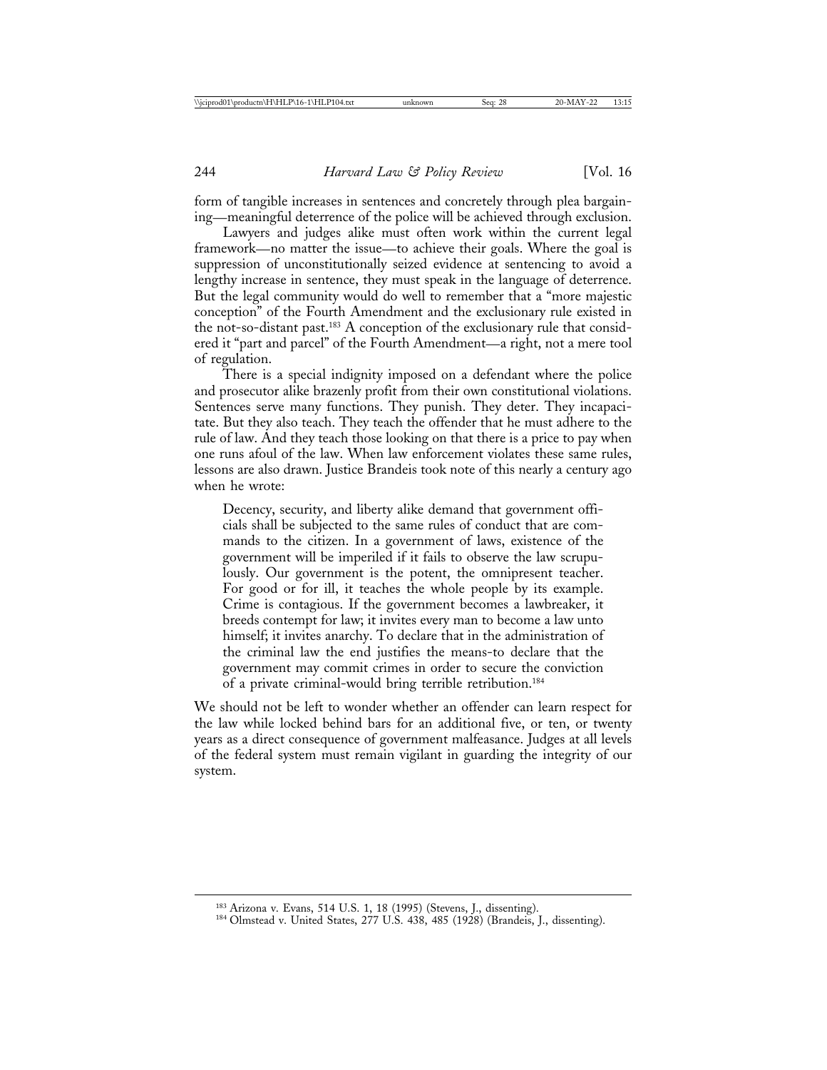form of tangible increases in sentences and concretely through plea bargaining—meaningful deterrence of the police will be achieved through exclusion.

Lawyers and judges alike must often work within the current legal framework—no matter the issue—to achieve their goals. Where the goal is suppression of unconstitutionally seized evidence at sentencing to avoid a lengthy increase in sentence, they must speak in the language of deterrence. But the legal community would do well to remember that a "more majestic conception" of the Fourth Amendment and the exclusionary rule existed in the not-so-distant past.[183] A conception of the exclusionary rule that considered it "part and parcel" of the Fourth Amendment—a right, not a mere tool of regulation.

There is a special indignity imposed on a defendant where the police and prosecutor alike brazenly profit from their own constitutional violations. Sentences serve many functions. They punish. They deter. They incapacitate. But they also teach. They teach the offender that he must adhere to the rule of law. And they teach those looking on that there is a price to pay when one runs afoul of the law. When law enforcement violates these same rules, lessons are also drawn. Justice Brandeis took note of this nearly a century ago when he wrote:

> Decency, security, and liberty alike demand that government officials shall be subjected to the same rules of conduct that are commands to the citizen. In a government of laws, existence of the government will be imperiled if it fails to observe the law scrupulously. Our government is the potent, the omnipresent teacher. For good or for ill, it teaches the whole people by its example. Crime is contagious. If the government becomes a lawbreaker, it breeds contempt for law; it invites every man to become a law unto himself; it invites anarchy. To declare that in the administration of the criminal law the end justifies the means-to declare that the government may commit crimes in order to secure the conviction of a private criminal-would bring terrible retribution.[184]

We should not be left to wonder whether an offender can learn respect for the law while locked behind bars for an additional five, or ten, or twenty years as a direct consequence of government malfeasance. Judges at all levels of the federal system must remain vigilant in guarding the integrity of our system.

---

[183] Arizona v. Evans, 514 U.S. 1, 18 (1995) (Stevens, J., dissenting).

[184] Olmstead v. United States, 277 U.S. 438, 485 (1928) (Brandeis, J., dissenting).